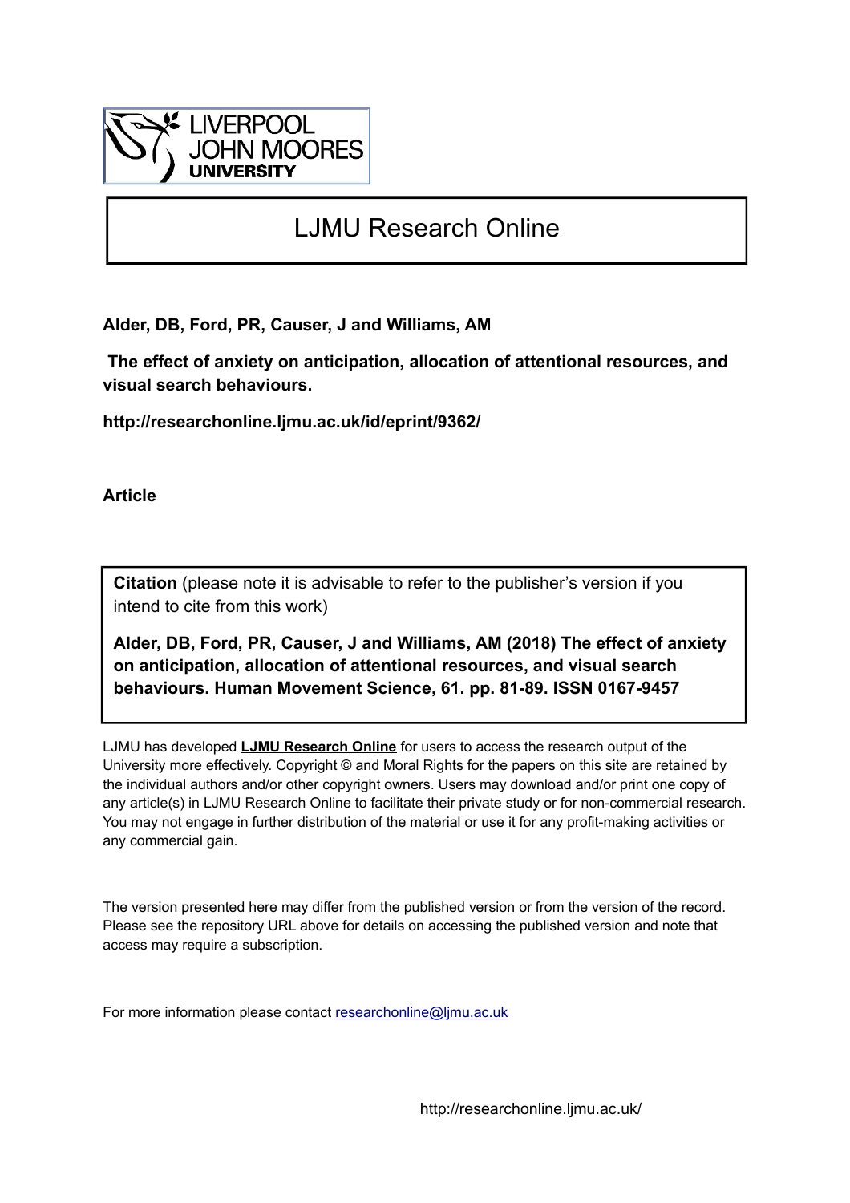LIVERPOOL JOHN MOORES UNIVERSITY

# LJMU Research Online

**Alder, DB, Ford, PR, Causer, J and Williams, AM**

**The effect of anxiety on anticipation, allocation of attentional resources, and visual search behaviours.**

**http://researchonline.ljmu.ac.uk/id/eprint/9362/**

**Article**

**Citation** (please note it is advisable to refer to the publisher's version if you intend to cite from this work)

**Alder, DB, Ford, PR, Causer, J and Williams, AM (2018) The effect of anxiety on anticipation, allocation of attentional resources, and visual search behaviours. Human Movement Science, 61. pp. 81-89. ISSN 0167-9457**

LJMU has developed **LJMU Research Online** for users to access the research output of the University more effectively. Copyright © and Moral Rights for the papers on this site are retained by the individual authors and/or other copyright owners. Users may download and/or print one copy of any article(s) in LJMU Research Online to facilitate their private study or for non-commercial research. You may not engage in further distribution of the material or use it for any profit-making activities or any commercial gain.

The version presented here may differ from the published version or from the version of the record. Please see the repository URL above for details on accessing the published version and note that access may require a subscription.

For more information please contact researchonline@ljmu.ac.uk

http://researchonline.ljmu.ac.uk/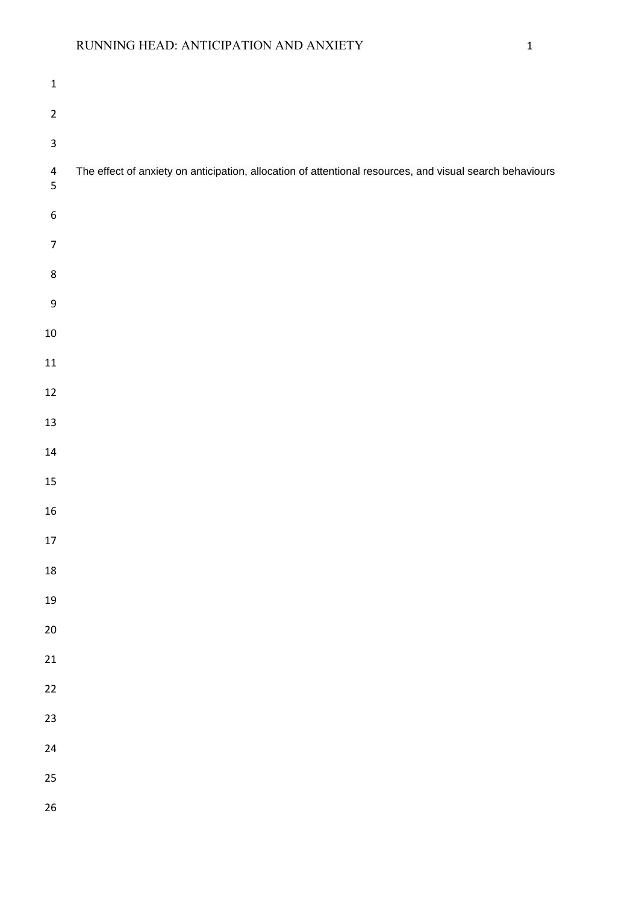The effect of anxiety on anticipation, allocation of attentional resources, and visual search behaviours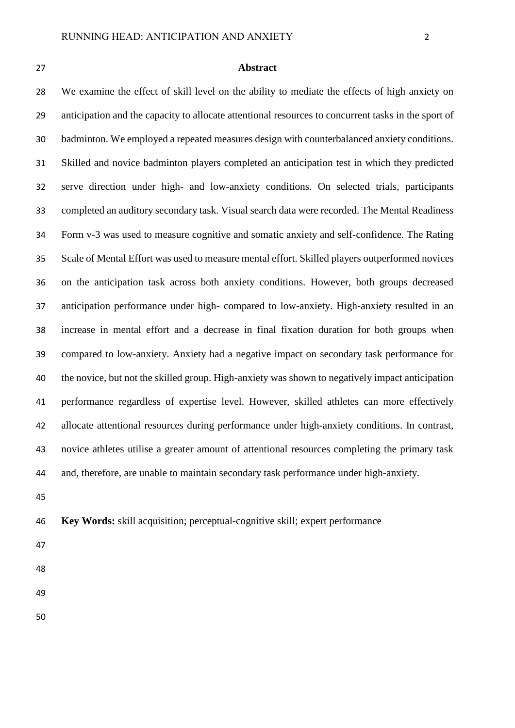## Abstract

We examine the effect of skill level on the ability to mediate the effects of high anxiety on anticipation and the capacity to allocate attentional resources to concurrent tasks in the sport of badminton. We employed a repeated measures design with counterbalanced anxiety conditions. Skilled and novice badminton players completed an anticipation test in which they predicted serve direction under high- and low-anxiety conditions. On selected trials, participants completed an auditory secondary task. Visual search data were recorded. The Mental Readiness Form v-3 was used to measure cognitive and somatic anxiety and self-confidence. The Rating Scale of Mental Effort was used to measure mental effort. Skilled players outperformed novices on the anticipation task across both anxiety conditions. However, both groups decreased anticipation performance under high- compared to low-anxiety. High-anxiety resulted in an increase in mental effort and a decrease in final fixation duration for both groups when compared to low-anxiety. Anxiety had a negative impact on secondary task performance for the novice, but not the skilled group. High-anxiety was shown to negatively impact anticipation performance regardless of expertise level. However, skilled athletes can more effectively allocate attentional resources during performance under high-anxiety conditions. In contrast, novice athletes utilise a greater amount of attentional resources completing the primary task and, therefore, are unable to maintain secondary task performance under high-anxiety.

**Key Words:** skill acquisition; perceptual-cognitive skill; expert performance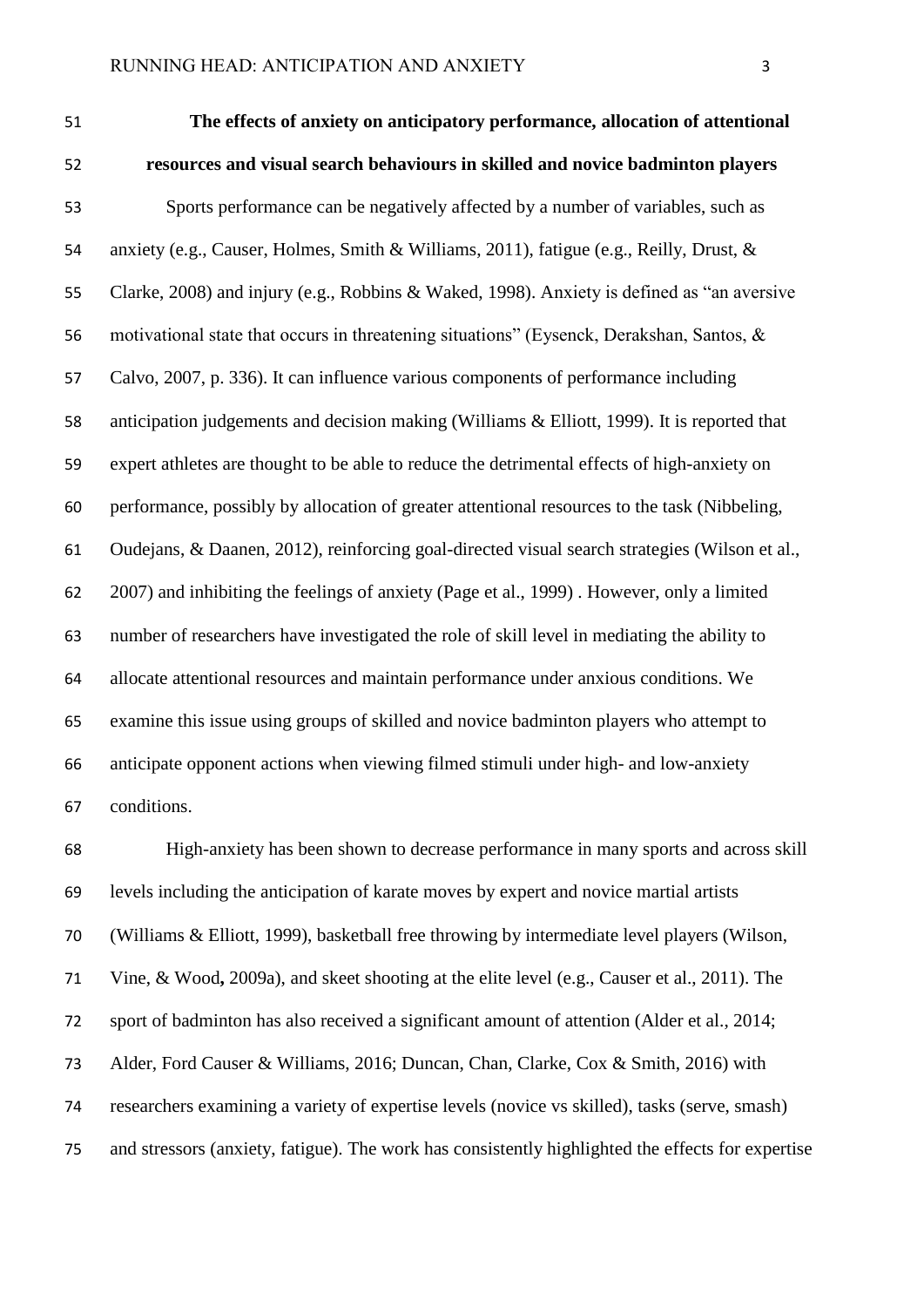**The effects of anxiety on anticipatory performance, allocation of attentional resources and visual search behaviours in skilled and novice badminton players**

Sports performance can be negatively affected by a number of variables, such as anxiety (e.g., Causer, Holmes, Smith & Williams, 2011), fatigue (e.g., Reilly, Drust, & Clarke, 2008) and injury (e.g., Robbins & Waked, 1998). Anxiety is defined as "an aversive motivational state that occurs in threatening situations" (Eysenck, Derakshan, Santos, & Calvo, 2007, p. 336). It can influence various components of performance including anticipation judgements and decision making (Williams & Elliott, 1999). It is reported that expert athletes are thought to be able to reduce the detrimental effects of high-anxiety on performance, possibly by allocation of greater attentional resources to the task (Nibbeling, Oudejans, & Daanen, 2012), reinforcing goal-directed visual search strategies (Wilson et al., 2007) and inhibiting the feelings of anxiety (Page et al., 1999) . However, only a limited number of researchers have investigated the role of skill level in mediating the ability to allocate attentional resources and maintain performance under anxious conditions. We examine this issue using groups of skilled and novice badminton players who attempt to anticipate opponent actions when viewing filmed stimuli under high- and low-anxiety conditions.

High-anxiety has been shown to decrease performance in many sports and across skill levels including the anticipation of karate moves by expert and novice martial artists (Williams & Elliott, 1999), basketball free throwing by intermediate level players (Wilson, Vine, & Wood**,** 2009a), and skeet shooting at the elite level (e.g., Causer et al., 2011). The sport of badminton has also received a significant amount of attention (Alder et al., 2014; Alder, Ford Causer & Williams, 2016; Duncan, Chan, Clarke, Cox & Smith, 2016) with researchers examining a variety of expertise levels (novice vs skilled), tasks (serve, smash) and stressors (anxiety, fatigue). The work has consistently highlighted the effects for expertise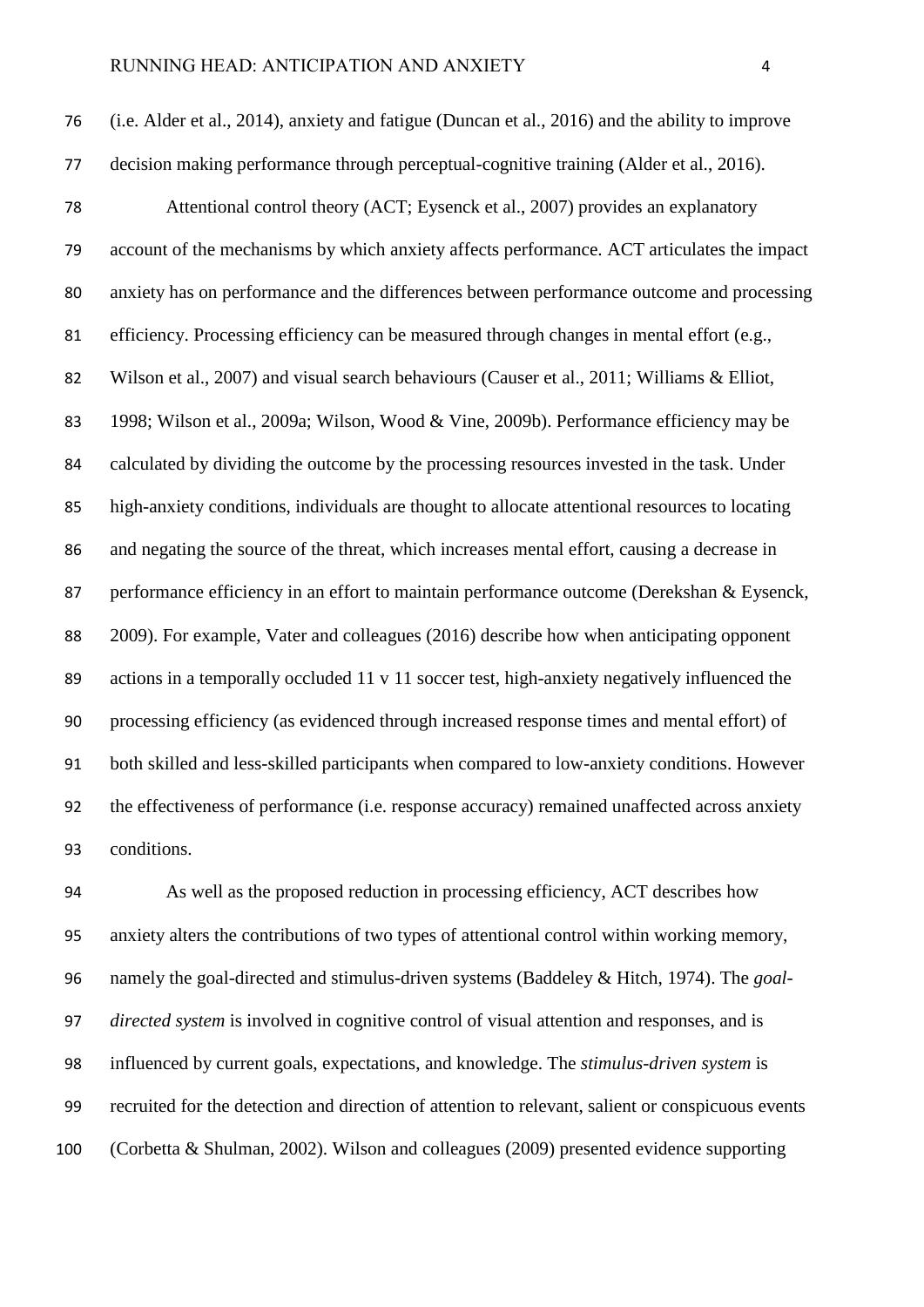(i.e. Alder et al., 2014), anxiety and fatigue (Duncan et al., 2016) and the ability to improve decision making performance through perceptual-cognitive training (Alder et al., 2016).

Attentional control theory (ACT; Eysenck et al., 2007) provides an explanatory account of the mechanisms by which anxiety affects performance. ACT articulates the impact anxiety has on performance and the differences between performance outcome and processing efficiency. Processing efficiency can be measured through changes in mental effort (e.g., Wilson et al., 2007) and visual search behaviours (Causer et al., 2011; Williams & Elliot, 1998; Wilson et al., 2009a; Wilson, Wood & Vine, 2009b). Performance efficiency may be calculated by dividing the outcome by the processing resources invested in the task. Under high-anxiety conditions, individuals are thought to allocate attentional resources to locating and negating the source of the threat, which increases mental effort, causing a decrease in performance efficiency in an effort to maintain performance outcome (Derekshan & Eysenck, 2009). For example, Vater and colleagues (2016) describe how when anticipating opponent actions in a temporally occluded 11 v 11 soccer test, high-anxiety negatively influenced the processing efficiency (as evidenced through increased response times and mental effort) of both skilled and less-skilled participants when compared to low-anxiety conditions. However the effectiveness of performance (i.e. response accuracy) remained unaffected across anxiety conditions.

As well as the proposed reduction in processing efficiency, ACT describes how anxiety alters the contributions of two types of attentional control within working memory, namely the goal-directed and stimulus-driven systems (Baddeley & Hitch, 1974). The *goal-directed system* is involved in cognitive control of visual attention and responses, and is influenced by current goals, expectations, and knowledge. The *stimulus-driven system* is recruited for the detection and direction of attention to relevant, salient or conspicuous events (Corbetta & Shulman, 2002). Wilson and colleagues (2009) presented evidence supporting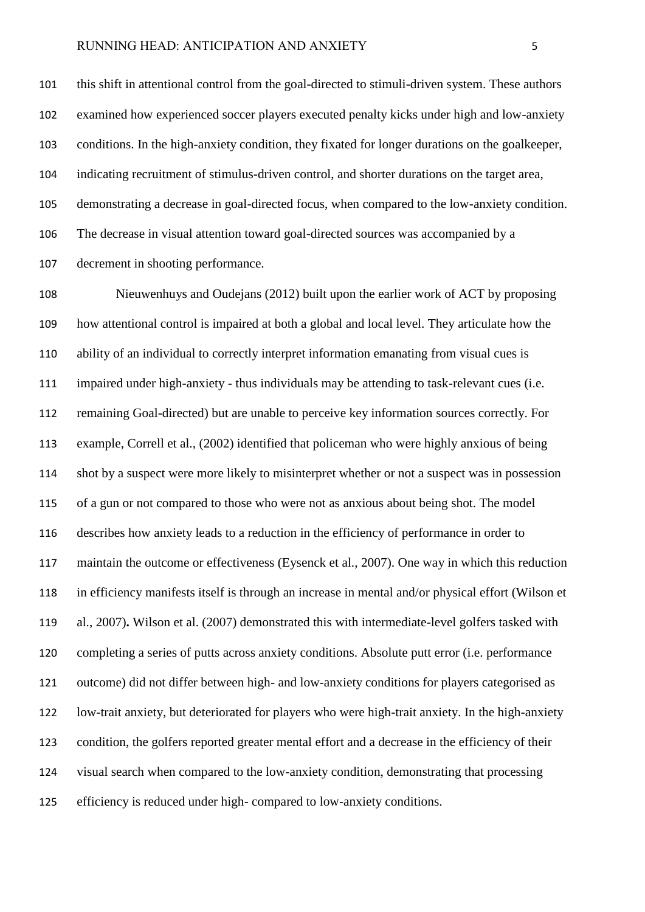this shift in attentional control from the goal-directed to stimuli-driven system. These authors examined how experienced soccer players executed penalty kicks under high and low-anxiety conditions. In the high-anxiety condition, they fixated for longer durations on the goalkeeper, indicating recruitment of stimulus-driven control, and shorter durations on the target area, demonstrating a decrease in goal-directed focus, when compared to the low-anxiety condition. The decrease in visual attention toward goal-directed sources was accompanied by a decrement in shooting performance.

Nieuwenhuys and Oudejans (2012) built upon the earlier work of ACT by proposing how attentional control is impaired at both a global and local level. They articulate how the ability of an individual to correctly interpret information emanating from visual cues is impaired under high-anxiety - thus individuals may be attending to task-relevant cues (i.e. remaining Goal-directed) but are unable to perceive key information sources correctly. For example, Correll et al., (2002) identified that policeman who were highly anxious of being shot by a suspect were more likely to misinterpret whether or not a suspect was in possession of a gun or not compared to those who were not as anxious about being shot. The model describes how anxiety leads to a reduction in the efficiency of performance in order to maintain the outcome or effectiveness (Eysenck et al., 2007). One way in which this reduction in efficiency manifests itself is through an increase in mental and/or physical effort (Wilson et al., 2007)**.** Wilson et al. (2007) demonstrated this with intermediate-level golfers tasked with completing a series of putts across anxiety conditions. Absolute putt error (i.e. performance outcome) did not differ between high- and low-anxiety conditions for players categorised as low-trait anxiety, but deteriorated for players who were high-trait anxiety. In the high-anxiety condition, the golfers reported greater mental effort and a decrease in the efficiency of their visual search when compared to the low-anxiety condition, demonstrating that processing efficiency is reduced under high- compared to low-anxiety conditions.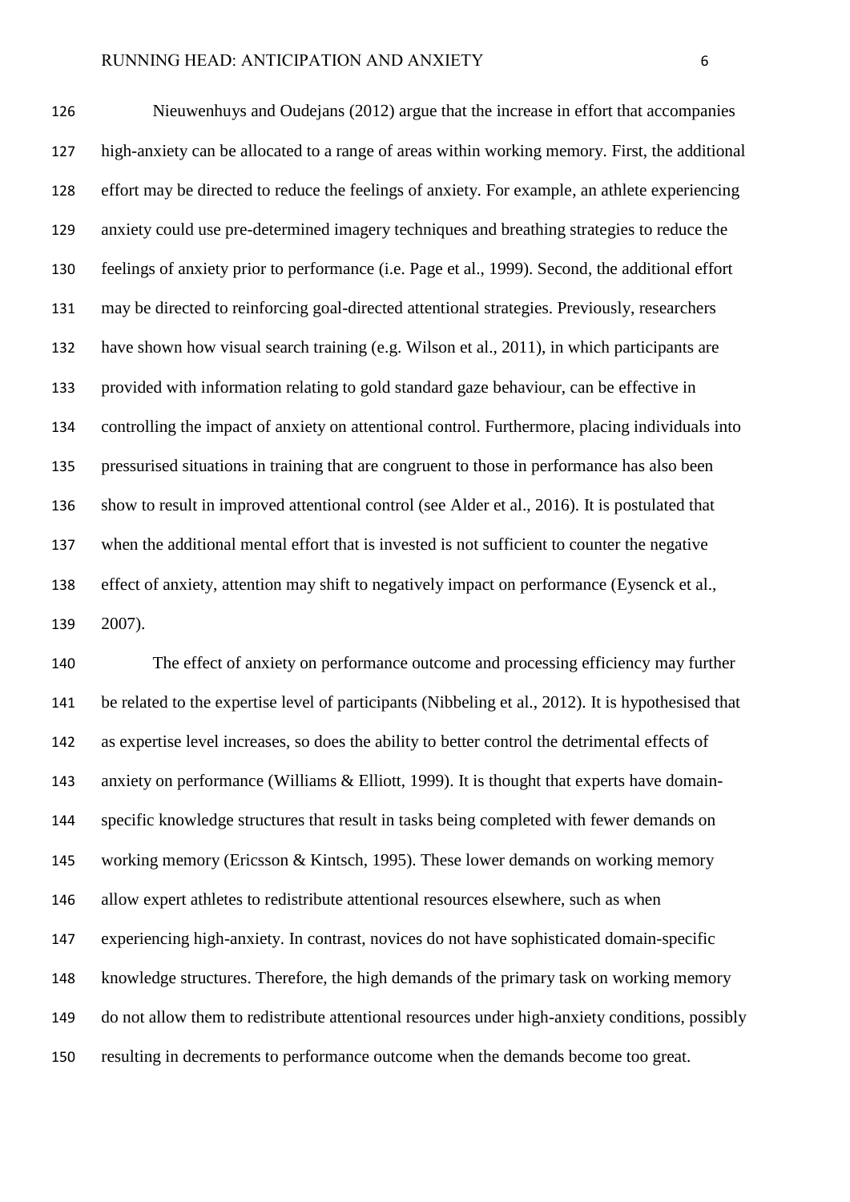Nieuwenhuys and Oudejans (2012) argue that the increase in effort that accompanies high-anxiety can be allocated to a range of areas within working memory. First, the additional effort may be directed to reduce the feelings of anxiety. For example, an athlete experiencing anxiety could use pre-determined imagery techniques and breathing strategies to reduce the feelings of anxiety prior to performance (i.e. Page et al., 1999). Second, the additional effort may be directed to reinforcing goal-directed attentional strategies. Previously, researchers have shown how visual search training (e.g. Wilson et al., 2011), in which participants are provided with information relating to gold standard gaze behaviour, can be effective in controlling the impact of anxiety on attentional control. Furthermore, placing individuals into pressurised situations in training that are congruent to those in performance has also been show to result in improved attentional control (see Alder et al., 2016). It is postulated that when the additional mental effort that is invested is not sufficient to counter the negative effect of anxiety, attention may shift to negatively impact on performance (Eysenck et al., 2007).

The effect of anxiety on performance outcome and processing efficiency may further be related to the expertise level of participants (Nibbeling et al., 2012). It is hypothesised that as expertise level increases, so does the ability to better control the detrimental effects of anxiety on performance (Williams & Elliott, 1999). It is thought that experts have domain-specific knowledge structures that result in tasks being completed with fewer demands on working memory (Ericsson & Kintsch, 1995). These lower demands on working memory allow expert athletes to redistribute attentional resources elsewhere, such as when experiencing high-anxiety. In contrast, novices do not have sophisticated domain-specific knowledge structures. Therefore, the high demands of the primary task on working memory do not allow them to redistribute attentional resources under high-anxiety conditions, possibly resulting in decrements to performance outcome when the demands become too great.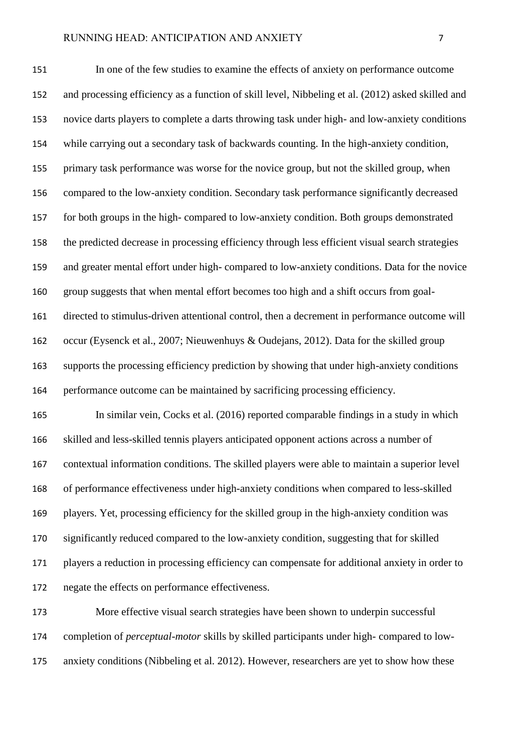In one of the few studies to examine the effects of anxiety on performance outcome and processing efficiency as a function of skill level, Nibbeling et al. (2012) asked skilled and novice darts players to complete a darts throwing task under high- and low-anxiety conditions while carrying out a secondary task of backwards counting. In the high-anxiety condition, primary task performance was worse for the novice group, but not the skilled group, when compared to the low-anxiety condition. Secondary task performance significantly decreased for both groups in the high- compared to low-anxiety condition. Both groups demonstrated the predicted decrease in processing efficiency through less efficient visual search strategies and greater mental effort under high- compared to low-anxiety conditions. Data for the novice group suggests that when mental effort becomes too high and a shift occurs from goal-directed to stimulus-driven attentional control, then a decrement in performance outcome will occur (Eysenck et al., 2007; Nieuwenhuys & Oudejans, 2012). Data for the skilled group supports the processing efficiency prediction by showing that under high-anxiety conditions performance outcome can be maintained by sacrificing processing efficiency.

In similar vein, Cocks et al. (2016) reported comparable findings in a study in which skilled and less-skilled tennis players anticipated opponent actions across a number of contextual information conditions. The skilled players were able to maintain a superior level of performance effectiveness under high-anxiety conditions when compared to less-skilled players. Yet, processing efficiency for the skilled group in the high-anxiety condition was significantly reduced compared to the low-anxiety condition, suggesting that for skilled players a reduction in processing efficiency can compensate for additional anxiety in order to negate the effects on performance effectiveness.

More effective visual search strategies have been shown to underpin successful completion of *perceptual-motor* skills by skilled participants under high- compared to low-anxiety conditions (Nibbeling et al. 2012). However, researchers are yet to show how these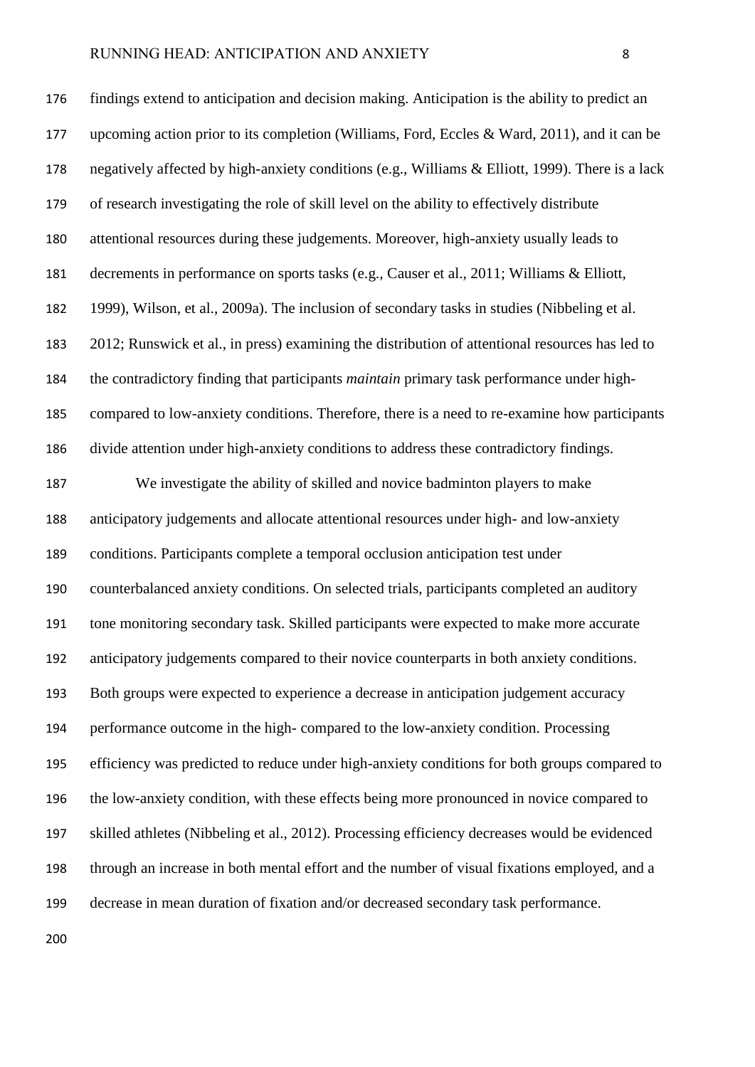findings extend to anticipation and decision making. Anticipation is the ability to predict an upcoming action prior to its completion (Williams, Ford, Eccles & Ward, 2011), and it can be negatively affected by high-anxiety conditions (e.g., Williams & Elliott, 1999). There is a lack of research investigating the role of skill level on the ability to effectively distribute attentional resources during these judgements. Moreover, high-anxiety usually leads to decrements in performance on sports tasks (e.g., Causer et al., 2011; Williams & Elliott, 1999), Wilson, et al., 2009a). The inclusion of secondary tasks in studies (Nibbeling et al. 2012; Runswick et al., in press) examining the distribution of attentional resources has led to the contradictory finding that participants *maintain* primary task performance under high- compared to low-anxiety conditions. Therefore, there is a need to re-examine how participants divide attention under high-anxiety conditions to address these contradictory findings.

We investigate the ability of skilled and novice badminton players to make anticipatory judgements and allocate attentional resources under high- and low-anxiety conditions. Participants complete a temporal occlusion anticipation test under counterbalanced anxiety conditions. On selected trials, participants completed an auditory tone monitoring secondary task. Skilled participants were expected to make more accurate anticipatory judgements compared to their novice counterparts in both anxiety conditions. Both groups were expected to experience a decrease in anticipation judgement accuracy performance outcome in the high- compared to the low-anxiety condition. Processing efficiency was predicted to reduce under high-anxiety conditions for both groups compared to the low-anxiety condition, with these effects being more pronounced in novice compared to skilled athletes (Nibbeling et al., 2012). Processing efficiency decreases would be evidenced through an increase in both mental effort and the number of visual fixations employed, and a decrease in mean duration of fixation and/or decreased secondary task performance.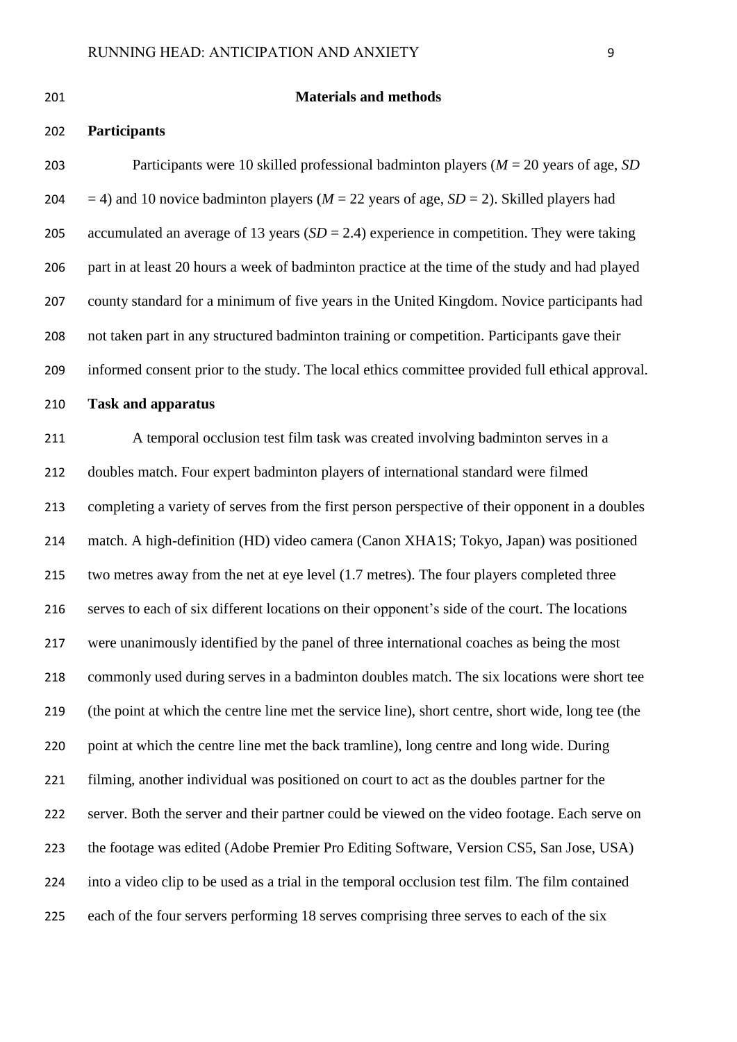## Materials and methods

### Participants

Participants were 10 skilled professional badminton players (*M* = 20 years of age, *SD* = 4) and 10 novice badminton players (*M* = 22 years of age, *SD* = 2). Skilled players had accumulated an average of 13 years (*SD* = 2.4) experience in competition. They were taking part in at least 20 hours a week of badminton practice at the time of the study and had played county standard for a minimum of five years in the United Kingdom. Novice participants had not taken part in any structured badminton training or competition. Participants gave their informed consent prior to the study. The local ethics committee provided full ethical approval.

### Task and apparatus

A temporal occlusion test film task was created involving badminton serves in a doubles match. Four expert badminton players of international standard were filmed completing a variety of serves from the first person perspective of their opponent in a doubles match. A high-definition (HD) video camera (Canon XHA1S; Tokyo, Japan) was positioned two metres away from the net at eye level (1.7 metres). The four players completed three serves to each of six different locations on their opponent's side of the court. The locations were unanimously identified by the panel of three international coaches as being the most commonly used during serves in a badminton doubles match. The six locations were short tee (the point at which the centre line met the service line), short centre, short wide, long tee (the point at which the centre line met the back tramline), long centre and long wide. During filming, another individual was positioned on court to act as the doubles partner for the server. Both the server and their partner could be viewed on the video footage. Each serve on the footage was edited (Adobe Premier Pro Editing Software, Version CS5, San Jose, USA) into a video clip to be used as a trial in the temporal occlusion test film. The film contained each of the four servers performing 18 serves comprising three serves to each of the six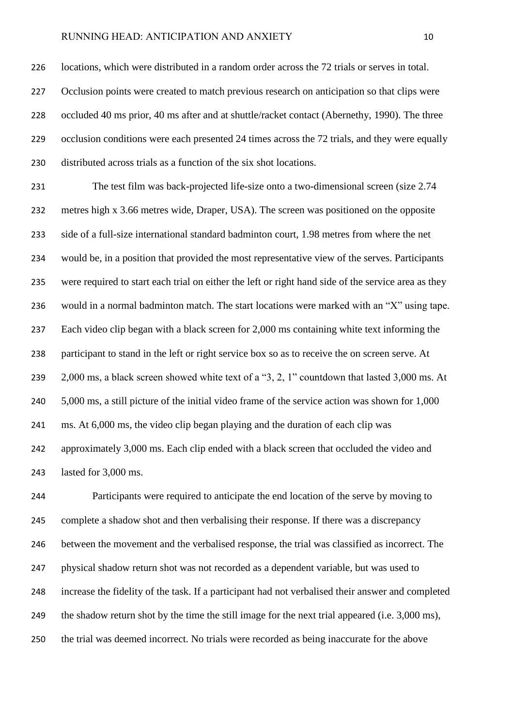locations, which were distributed in a random order across the 72 trials or serves in total. Occlusion points were created to match previous research on anticipation so that clips were occluded 40 ms prior, 40 ms after and at shuttle/racket contact (Abernethy, 1990). The three occlusion conditions were each presented 24 times across the 72 trials, and they were equally distributed across trials as a function of the six shot locations.

The test film was back-projected life-size onto a two-dimensional screen (size 2.74 metres high x 3.66 metres wide, Draper, USA). The screen was positioned on the opposite side of a full-size international standard badminton court, 1.98 metres from where the net would be, in a position that provided the most representative view of the serves. Participants were required to start each trial on either the left or right hand side of the service area as they would in a normal badminton match. The start locations were marked with an "X" using tape. Each video clip began with a black screen for 2,000 ms containing white text informing the participant to stand in the left or right service box so as to receive the on screen serve. At 2,000 ms, a black screen showed white text of a "3, 2, 1" countdown that lasted 3,000 ms. At 5,000 ms, a still picture of the initial video frame of the service action was shown for 1,000 ms. At 6,000 ms, the video clip began playing and the duration of each clip was approximately 3,000 ms. Each clip ended with a black screen that occluded the video and lasted for 3,000 ms.

Participants were required to anticipate the end location of the serve by moving to complete a shadow shot and then verbalising their response. If there was a discrepancy between the movement and the verbalised response, the trial was classified as incorrect. The physical shadow return shot was not recorded as a dependent variable, but was used to increase the fidelity of the task. If a participant had not verbalised their answer and completed the shadow return shot by the time the still image for the next trial appeared (i.e. 3,000 ms), the trial was deemed incorrect. No trials were recorded as being inaccurate for the above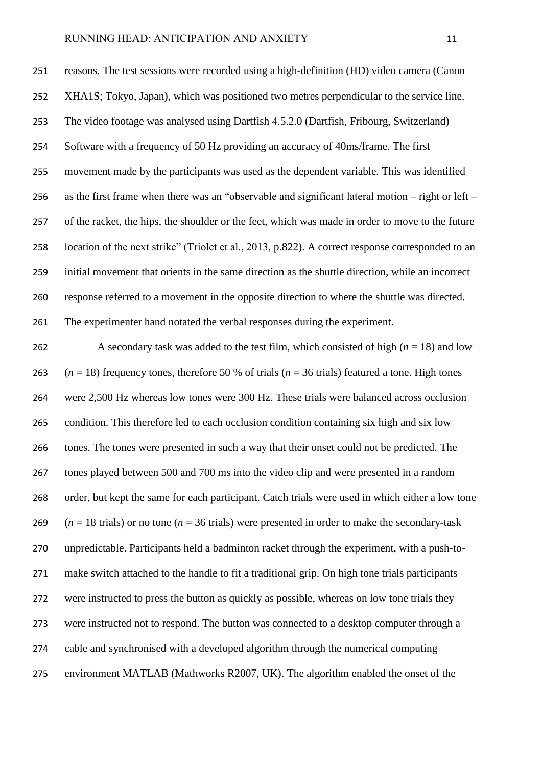reasons. The test sessions were recorded using a high-definition (HD) video camera (Canon XHA1S; Tokyo, Japan), which was positioned two metres perpendicular to the service line. The video footage was analysed using Dartfish 4.5.2.0 (Dartfish, Fribourg, Switzerland) Software with a frequency of 50 Hz providing an accuracy of 40ms/frame. The first movement made by the participants was used as the dependent variable. This was identified as the first frame when there was an "observable and significant lateral motion – right or left – of the racket, the hips, the shoulder or the feet, which was made in order to move to the future location of the next strike" (Triolet et al., 2013, p.822). A correct response corresponded to an initial movement that orients in the same direction as the shuttle direction, while an incorrect response referred to a movement in the opposite direction to where the shuttle was directed. The experimenter hand notated the verbal responses during the experiment.

A secondary task was added to the test film, which consisted of high ($n$ = 18) and low ($n$ = 18) frequency tones, therefore 50 % of trials ($n$ = 36 trials) featured a tone. High tones were 2,500 Hz whereas low tones were 300 Hz. These trials were balanced across occlusion condition. This therefore led to each occlusion condition containing six high and six low tones. The tones were presented in such a way that their onset could not be predicted. The tones played between 500 and 700 ms into the video clip and were presented in a random order, but kept the same for each participant. Catch trials were used in which either a low tone ($n$ = 18 trials) or no tone ($n$ = 36 trials) were presented in order to make the secondary-task unpredictable. Participants held a badminton racket through the experiment, with a push-to-make switch attached to the handle to fit a traditional grip. On high tone trials participants were instructed to press the button as quickly as possible, whereas on low tone trials they were instructed not to respond. The button was connected to a desktop computer through a cable and synchronised with a developed algorithm through the numerical computing environment MATLAB (Mathworks R2007, UK). The algorithm enabled the onset of the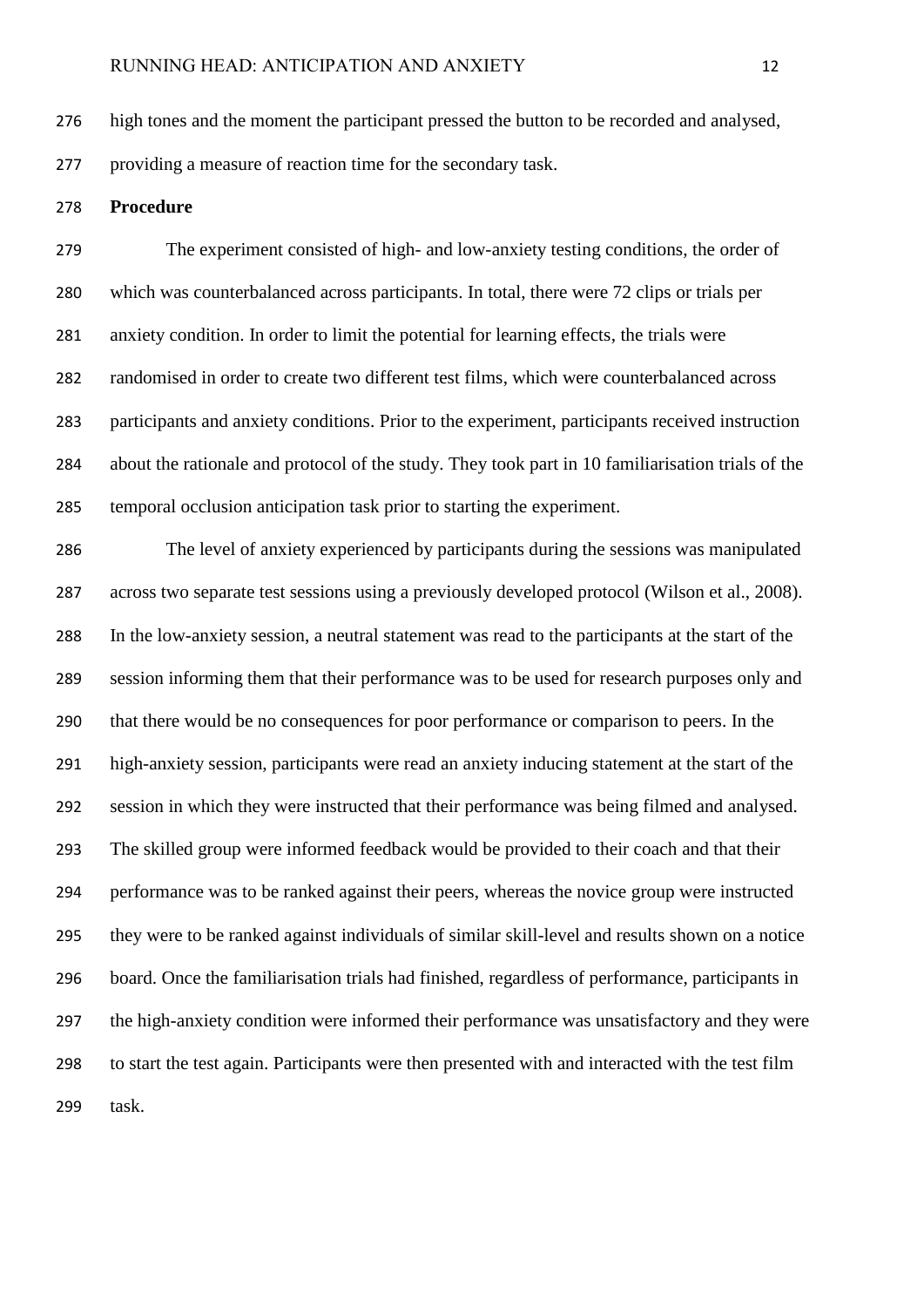high tones and the moment the participant pressed the button to be recorded and analysed, providing a measure of reaction time for the secondary task.

**Procedure**

The experiment consisted of high- and low-anxiety testing conditions, the order of which was counterbalanced across participants. In total, there were 72 clips or trials per anxiety condition. In order to limit the potential for learning effects, the trials were randomised in order to create two different test films, which were counterbalanced across participants and anxiety conditions. Prior to the experiment, participants received instruction about the rationale and protocol of the study. They took part in 10 familiarisation trials of the temporal occlusion anticipation task prior to starting the experiment.

The level of anxiety experienced by participants during the sessions was manipulated across two separate test sessions using a previously developed protocol (Wilson et al., 2008). In the low-anxiety session, a neutral statement was read to the participants at the start of the session informing them that their performance was to be used for research purposes only and that there would be no consequences for poor performance or comparison to peers. In the high-anxiety session, participants were read an anxiety inducing statement at the start of the session in which they were instructed that their performance was being filmed and analysed. The skilled group were informed feedback would be provided to their coach and that their performance was to be ranked against their peers, whereas the novice group were instructed they were to be ranked against individuals of similar skill-level and results shown on a notice board. Once the familiarisation trials had finished, regardless of performance, participants in the high-anxiety condition were informed their performance was unsatisfactory and they were to start the test again. Participants were then presented with and interacted with the test film task.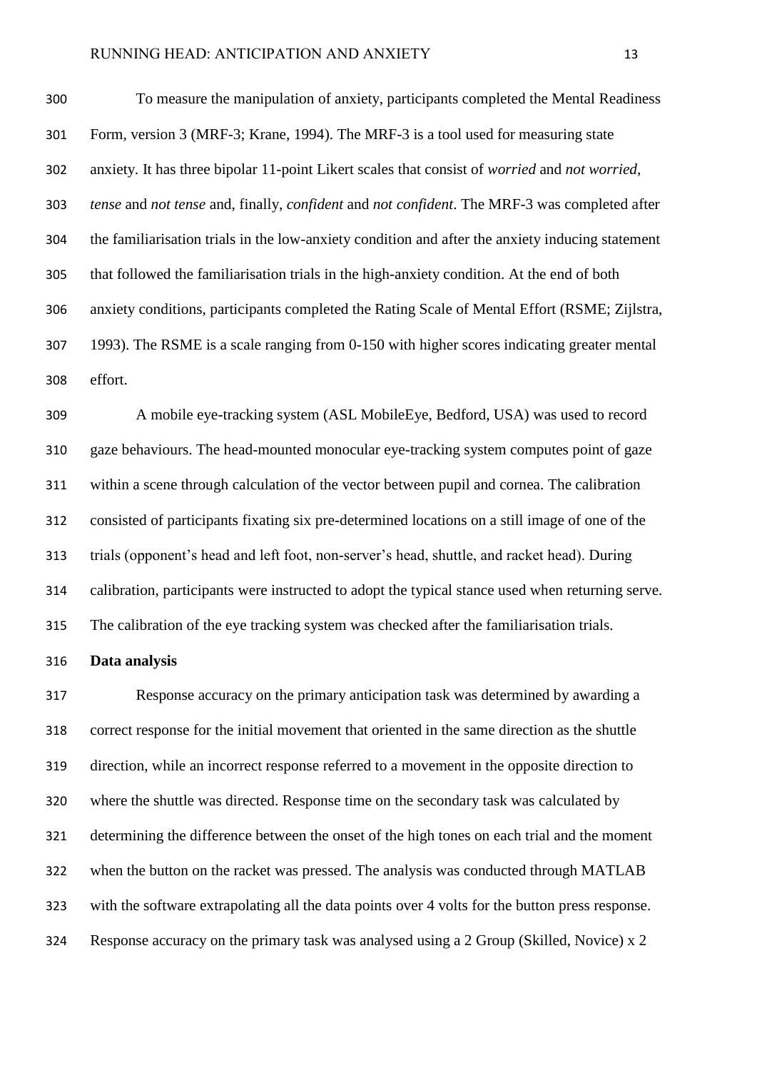To measure the manipulation of anxiety, participants completed the Mental Readiness Form, version 3 (MRF-3; Krane, 1994). The MRF-3 is a tool used for measuring state anxiety. It has three bipolar 11-point Likert scales that consist of *worried* and *not worried*, *tense* and *not tense* and, finally, *confident* and *not confident*. The MRF-3 was completed after the familiarisation trials in the low-anxiety condition and after the anxiety inducing statement that followed the familiarisation trials in the high-anxiety condition. At the end of both anxiety conditions, participants completed the Rating Scale of Mental Effort (RSME; Zijlstra, 1993). The RSME is a scale ranging from 0-150 with higher scores indicating greater mental effort.

A mobile eye-tracking system (ASL MobileEye, Bedford, USA) was used to record gaze behaviours. The head-mounted monocular eye-tracking system computes point of gaze within a scene through calculation of the vector between pupil and cornea. The calibration consisted of participants fixating six pre-determined locations on a still image of one of the trials (opponent's head and left foot, non-server's head, shuttle, and racket head). During calibration, participants were instructed to adopt the typical stance used when returning serve. The calibration of the eye tracking system was checked after the familiarisation trials.

**Data analysis**

Response accuracy on the primary anticipation task was determined by awarding a correct response for the initial movement that oriented in the same direction as the shuttle direction, while an incorrect response referred to a movement in the opposite direction to where the shuttle was directed. Response time on the secondary task was calculated by determining the difference between the onset of the high tones on each trial and the moment when the button on the racket was pressed. The analysis was conducted through MATLAB with the software extrapolating all the data points over 4 volts for the button press response. Response accuracy on the primary task was analysed using a 2 Group (Skilled, Novice) x 2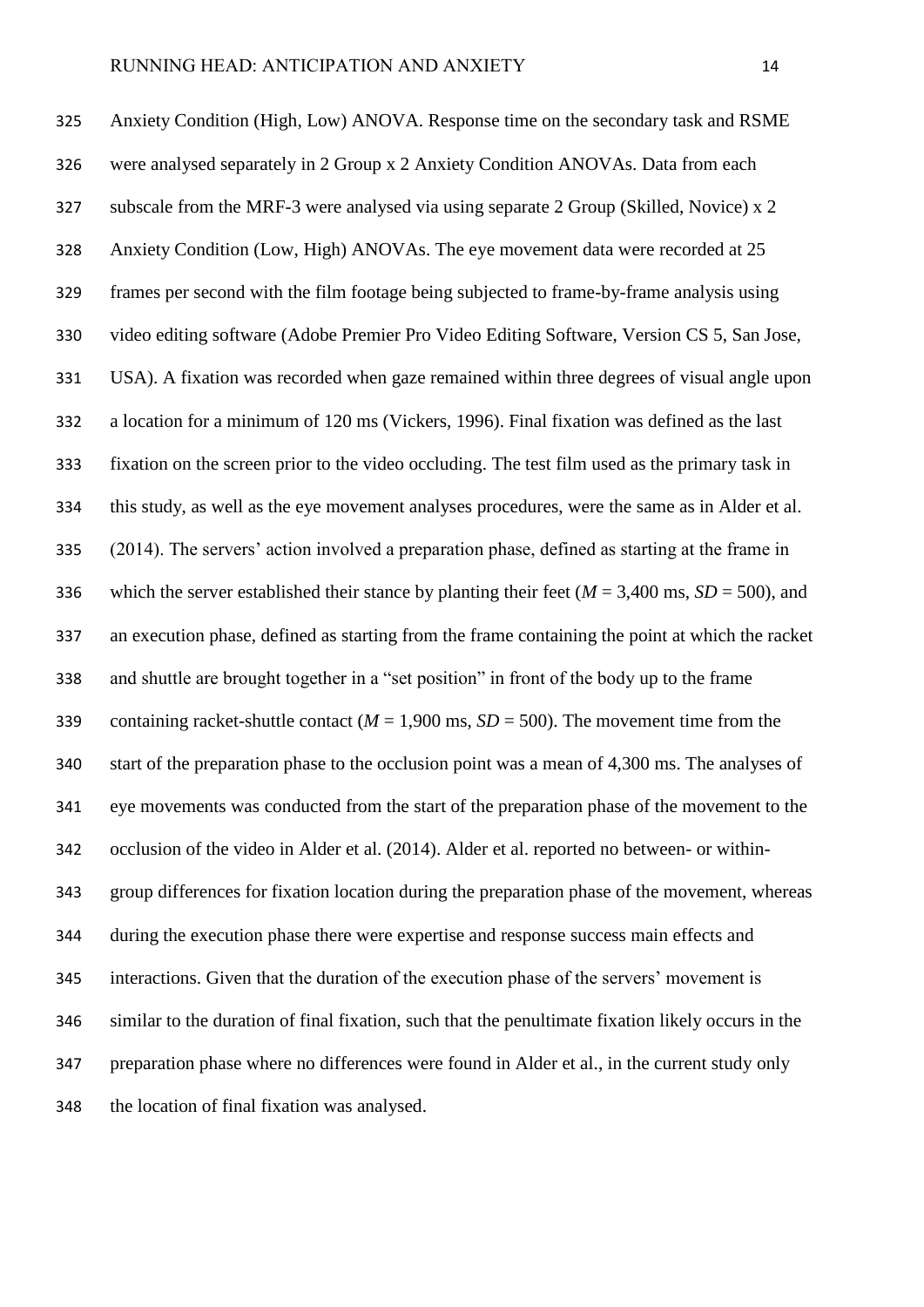Anxiety Condition (High, Low) ANOVA. Response time on the secondary task and RSME were analysed separately in 2 Group x 2 Anxiety Condition ANOVAs. Data from each subscale from the MRF-3 were analysed via using separate 2 Group (Skilled, Novice) x 2 Anxiety Condition (Low, High) ANOVAs. The eye movement data were recorded at 25 frames per second with the film footage being subjected to frame-by-frame analysis using video editing software (Adobe Premier Pro Video Editing Software, Version CS 5, San Jose, USA). A fixation was recorded when gaze remained within three degrees of visual angle upon a location for a minimum of 120 ms (Vickers, 1996). Final fixation was defined as the last fixation on the screen prior to the video occluding. The test film used as the primary task in this study, as well as the eye movement analyses procedures, were the same as in Alder et al. (2014). The servers' action involved a preparation phase, defined as starting at the frame in which the server established their stance by planting their feet ($M$ = 3,400 ms, $SD$ = 500), and an execution phase, defined as starting from the frame containing the point at which the racket and shuttle are brought together in a "set position" in front of the body up to the frame containing racket-shuttle contact ($M$ = 1,900 ms, $SD$ = 500). The movement time from the start of the preparation phase to the occlusion point was a mean of 4,300 ms. The analyses of eye movements was conducted from the start of the preparation phase of the movement to the occlusion of the video in Alder et al. (2014). Alder et al. reported no between- or within-group differences for fixation location during the preparation phase of the movement, whereas during the execution phase there were expertise and response success main effects and interactions. Given that the duration of the execution phase of the servers' movement is similar to the duration of final fixation, such that the penultimate fixation likely occurs in the preparation phase where no differences were found in Alder et al., in the current study only the location of final fixation was analysed.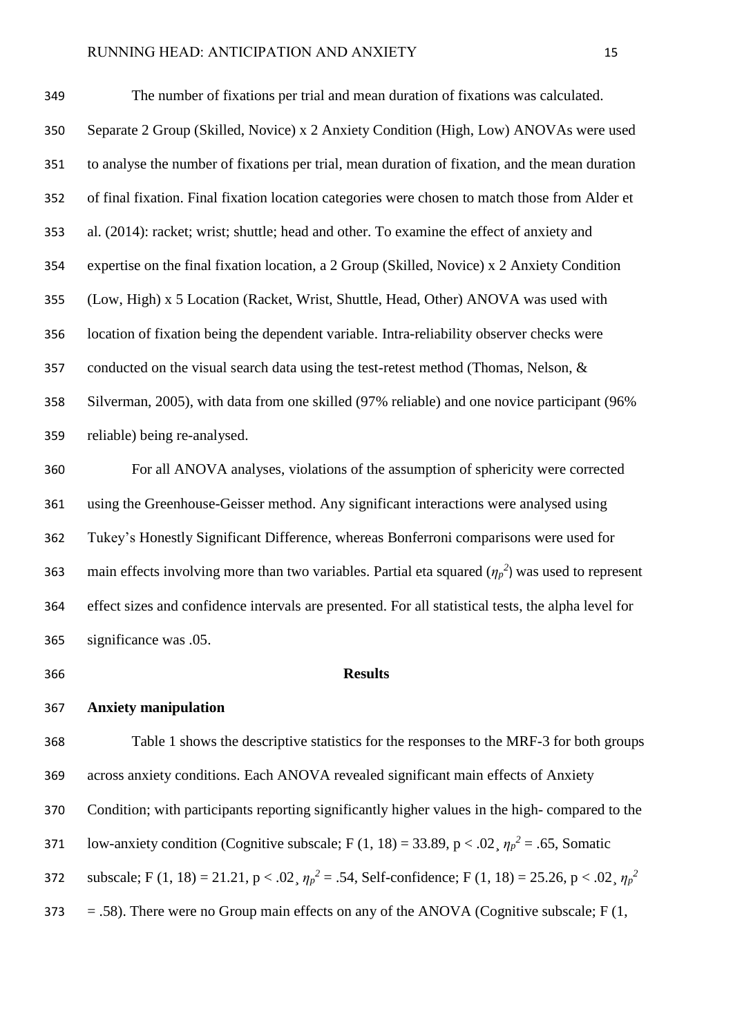The number of fixations per trial and mean duration of fixations was calculated. Separate 2 Group (Skilled, Novice) x 2 Anxiety Condition (High, Low) ANOVAs were used to analyse the number of fixations per trial, mean duration of fixation, and the mean duration of final fixation. Final fixation location categories were chosen to match those from Alder et al. (2014): racket; wrist; shuttle; head and other. To examine the effect of anxiety and expertise on the final fixation location, a 2 Group (Skilled, Novice) x 2 Anxiety Condition (Low, High) x 5 Location (Racket, Wrist, Shuttle, Head, Other) ANOVA was used with location of fixation being the dependent variable. Intra-reliability observer checks were conducted on the visual search data using the test-retest method (Thomas, Nelson, & Silverman, 2005), with data from one skilled (97% reliable) and one novice participant (96% reliable) being re-analysed.

For all ANOVA analyses, violations of the assumption of sphericity were corrected using the Greenhouse-Geisser method. Any significant interactions were analysed using Tukey's Honestly Significant Difference, whereas Bonferroni comparisons were used for main effects involving more than two variables. Partial eta squared ($\eta_p^2$) was used to represent effect sizes and confidence intervals are presented. For all statistical tests, the alpha level for significance was .05.

## Results

### Anxiety manipulation

Table 1 shows the descriptive statistics for the responses to the MRF-3 for both groups across anxiety conditions. Each ANOVA revealed significant main effects of Anxiety Condition; with participants reporting significantly higher values in the high- compared to the low-anxiety condition (Cognitive subscale; $F(1, 18) = 33.89$, $p < .02$, $\eta_p^2 = .65$, Somatic subscale; $F(1, 18) = 21.21$, $p < .02$, $\eta_p^2 = .54$, Self-confidence; $F(1, 18) = 25.26$, $p < .02$, $\eta_p^2 = .58$). There were no Group main effects on any of the ANOVA (Cognitive subscale; F (1,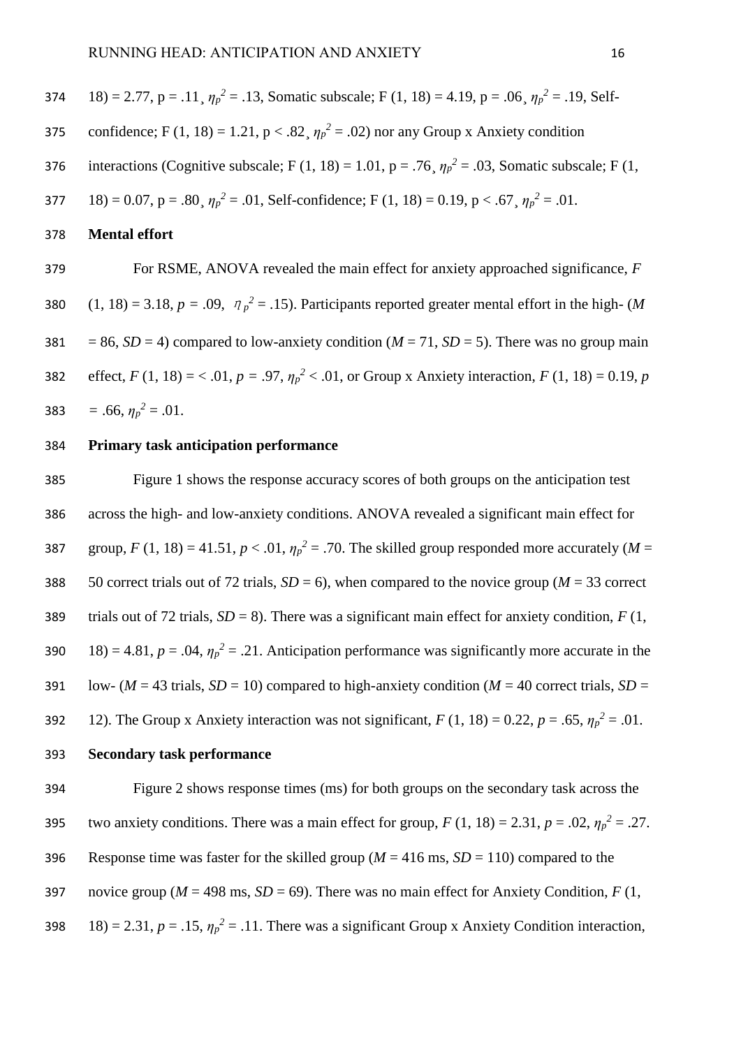18) = 2.77, p = .11, $\eta_p^2$ = .13, Somatic subscale; F (1, 18) = 4.19, p = .06, $\eta_p^2$ = .19, Self-confidence; F (1, 18) = 1.21, p < .82, $\eta_p^2$ = .02) nor any Group x Anxiety condition interactions (Cognitive subscale; F (1, 18) = 1.01, p = .76, $\eta_p^2$ = .03, Somatic subscale; F (1, 18) = 0.07, p = .80, $\eta_p^2$ = .01, Self-confidence; F (1, 18) = 0.19, p < .67, $\eta_p^2$ = .01.

**Mental effort**

For RSME, ANOVA revealed the main effect for anxiety approached significance, $F$ (1, 18) = 3.18, $p$ = .09, $\eta_p^2$ = .15). Participants reported greater mental effort in the high- ($M$ = 86, $SD$ = 4) compared to low-anxiety condition ($M$ = 71, $SD$ = 5). There was no group main effect, $F$ (1, 18) = < .01, $p$ = .97, $\eta_p^2$ < .01, or Group x Anxiety interaction, $F$ (1, 18) = 0.19, $p$ = .66, $\eta_p^2$ = .01.

**Primary task anticipation performance**

Figure 1 shows the response accuracy scores of both groups on the anticipation test across the high- and low-anxiety conditions. ANOVA revealed a significant main effect for group, $F$ (1, 18) = 41.51, $p$ < .01, $\eta_p^2$ = .70. The skilled group responded more accurately ($M$ = 50 correct trials out of 72 trials, $SD$ = 6), when compared to the novice group ($M$ = 33 correct trials out of 72 trials, $SD$ = 8). There was a significant main effect for anxiety condition, $F$ (1, 18) = 4.81, $p$ = .04, $\eta_p^2$ = .21. Anticipation performance was significantly more accurate in the low- ($M$ = 43 trials, $SD$ = 10) compared to high-anxiety condition ($M$ = 40 correct trials, $SD$ = 12). The Group x Anxiety interaction was not significant, $F$ (1, 18) = 0.22, $p$ = .65, $\eta_p^2$ = .01.

**Secondary task performance**

Figure 2 shows response times (ms) for both groups on the secondary task across the two anxiety conditions. There was a main effect for group, $F$ (1, 18) = 2.31, $p$ = .02, $\eta_p^2$ = .27. Response time was faster for the skilled group ($M$ = 416 ms, $SD$ = 110) compared to the novice group ($M$ = 498 ms, $SD$ = 69). There was no main effect for Anxiety Condition, $F$ (1, 18) = 2.31, $p$ = .15, $\eta_p^2$ = .11. There was a significant Group x Anxiety Condition interaction,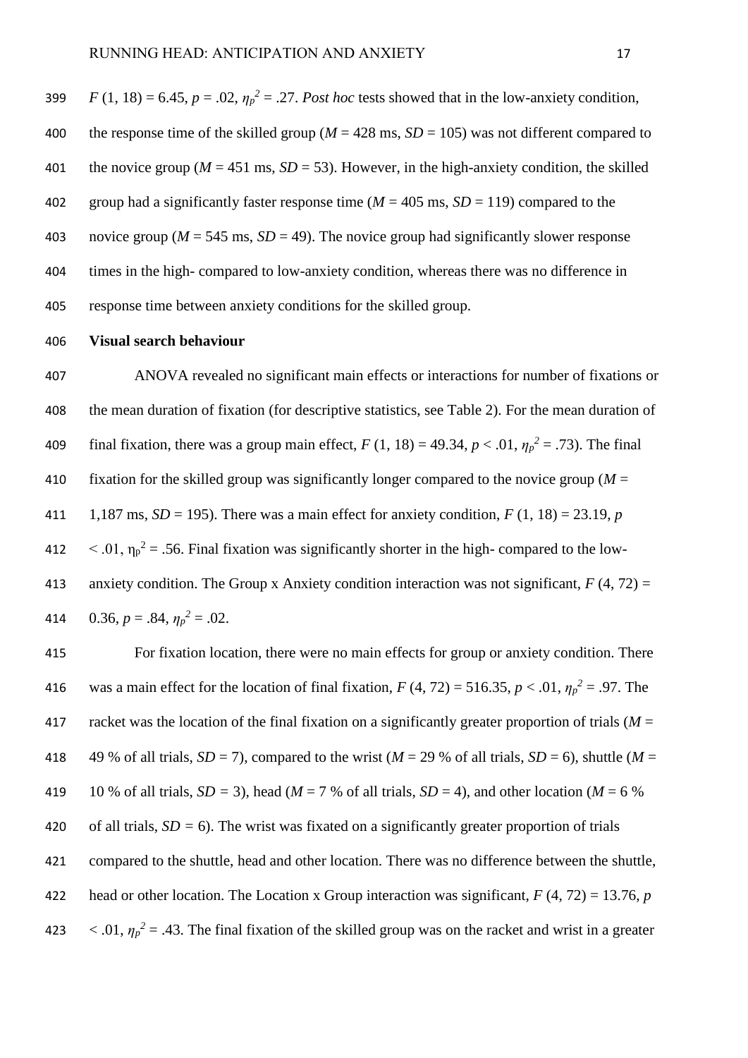$F$ (1, 18) = 6.45, $p$ = .02, $\eta_p^2$ = .27. *Post hoc* tests showed that in the low-anxiety condition, the response time of the skilled group ($M$ = 428 ms, $SD$ = 105) was not different compared to the novice group ($M$ = 451 ms, $SD$ = 53). However, in the high-anxiety condition, the skilled group had a significantly faster response time ($M$ = 405 ms, $SD$ = 119) compared to the novice group ($M$ = 545 ms, $SD$ = 49). The novice group had significantly slower response times in the high- compared to low-anxiety condition, whereas there was no difference in response time between anxiety conditions for the skilled group.

**Visual search behaviour**

ANOVA revealed no significant main effects or interactions for number of fixations or the mean duration of fixation (for descriptive statistics, see Table 2). For the mean duration of final fixation, there was a group main effect, $F$ (1, 18) = 49.34, $p$ < .01, $\eta_p^2$ = .73). The final fixation for the skilled group was significantly longer compared to the novice group ($M$ = 1,187 ms, $SD$ = 195). There was a main effect for anxiety condition, $F$ (1, 18) = 23.19, $p$ < .01, $\eta_p^2$ = .56. Final fixation was significantly shorter in the high- compared to the low-anxiety condition. The Group x Anxiety condition interaction was not significant, $F$ (4, 72) = 0.36, $p$ = .84, $\eta_p^2$ = .02.

For fixation location, there were no main effects for group or anxiety condition. There was a main effect for the location of final fixation, $F$ (4, 72) = 516.35, $p$ < .01, $\eta_p^2$ = .97. The racket was the location of the final fixation on a significantly greater proportion of trials ($M$ = 49 % of all trials, $SD$ = 7), compared to the wrist ($M$ = 29 % of all trials, $SD$ = 6), shuttle ($M$ = 10 % of all trials, $SD$ = 3), head ($M$ = 7 % of all trials, $SD$ = 4), and other location ($M$ = 6 % of all trials, $SD$ = 6). The wrist was fixated on a significantly greater proportion of trials compared to the shuttle, head and other location. There was no difference between the shuttle, head or other location. The Location x Group interaction was significant, $F$ (4, 72) = 13.76, $p$ < .01, $\eta_p^2$ = .43. The final fixation of the skilled group was on the racket and wrist in a greater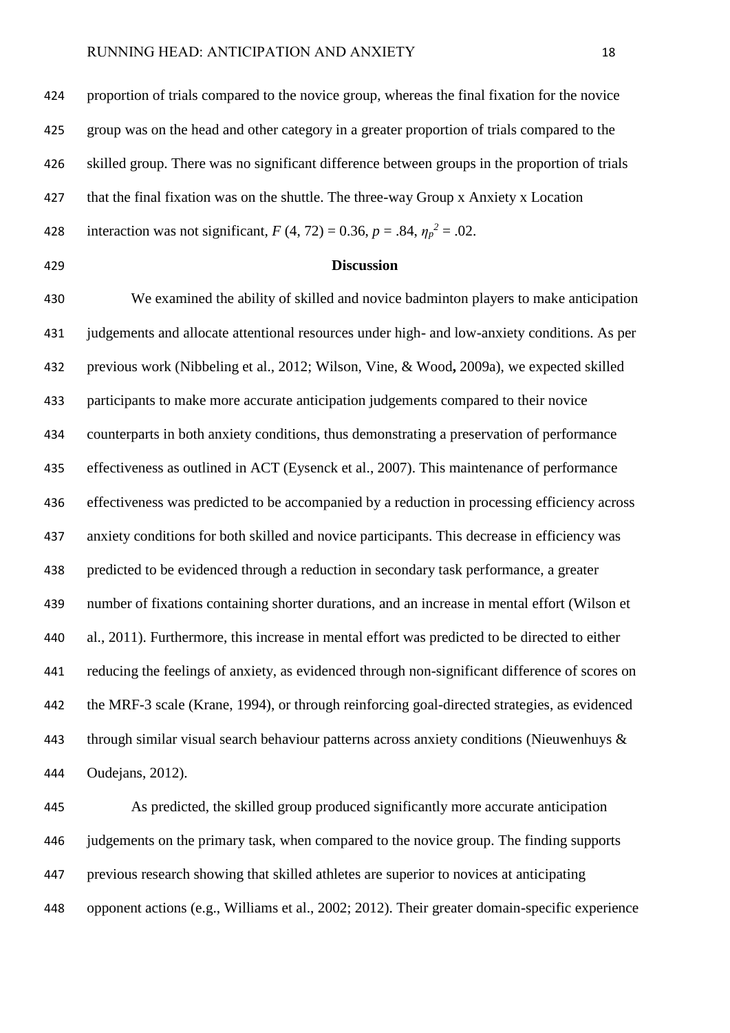proportion of trials compared to the novice group, whereas the final fixation for the novice group was on the head and other category in a greater proportion of trials compared to the skilled group. There was no significant difference between groups in the proportion of trials that the final fixation was on the shuttle. The three-way Group x Anxiety x Location interaction was not significant, $F$ (4, 72) = 0.36, $p$ = .84, $\eta_p^2$ = .02.

## Discussion

We examined the ability of skilled and novice badminton players to make anticipation judgements and allocate attentional resources under high- and low-anxiety conditions. As per previous work (Nibbeling et al., 2012; Wilson, Vine, & Wood**,** 2009a), we expected skilled participants to make more accurate anticipation judgements compared to their novice counterparts in both anxiety conditions, thus demonstrating a preservation of performance effectiveness as outlined in ACT (Eysenck et al., 2007). This maintenance of performance effectiveness was predicted to be accompanied by a reduction in processing efficiency across anxiety conditions for both skilled and novice participants. This decrease in efficiency was predicted to be evidenced through a reduction in secondary task performance, a greater number of fixations containing shorter durations, and an increase in mental effort (Wilson et al., 2011). Furthermore, this increase in mental effort was predicted to be directed to either reducing the feelings of anxiety, as evidenced through non-significant difference of scores on the MRF-3 scale (Krane, 1994), or through reinforcing goal-directed strategies, as evidenced through similar visual search behaviour patterns across anxiety conditions (Nieuwenhuys & Oudejans, 2012).

As predicted, the skilled group produced significantly more accurate anticipation judgements on the primary task, when compared to the novice group. The finding supports previous research showing that skilled athletes are superior to novices at anticipating opponent actions (e.g., Williams et al., 2002; 2012). Their greater domain-specific experience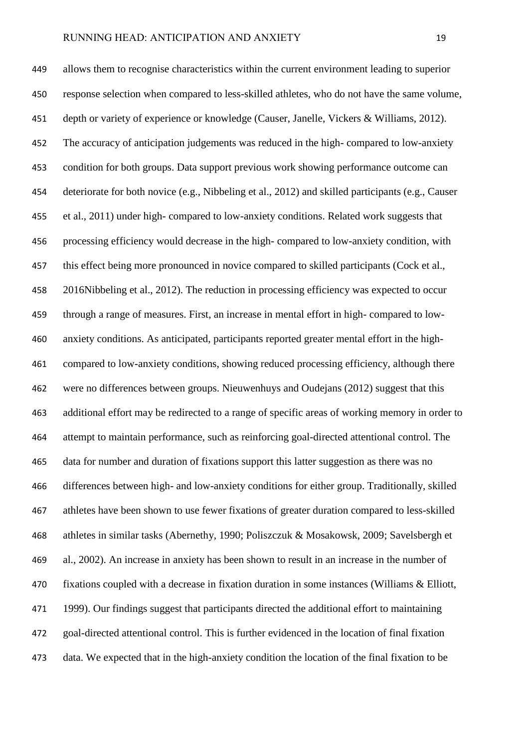allows them to recognise characteristics within the current environment leading to superior response selection when compared to less-skilled athletes, who do not have the same volume, depth or variety of experience or knowledge (Causer, Janelle, Vickers & Williams, 2012). The accuracy of anticipation judgements was reduced in the high- compared to low-anxiety condition for both groups. Data support previous work showing performance outcome can deteriorate for both novice (e.g., Nibbeling et al., 2012) and skilled participants (e.g., Causer et al., 2011) under high- compared to low-anxiety conditions. Related work suggests that processing efficiency would decrease in the high- compared to low-anxiety condition, with this effect being more pronounced in novice compared to skilled participants (Cock et al., 2016Nibbeling et al., 2012). The reduction in processing efficiency was expected to occur through a range of measures. First, an increase in mental effort in high- compared to low-anxiety conditions. As anticipated, participants reported greater mental effort in the high-compared to low-anxiety conditions, showing reduced processing efficiency, although there were no differences between groups. Nieuwenhuys and Oudejans (2012) suggest that this additional effort may be redirected to a range of specific areas of working memory in order to attempt to maintain performance, such as reinforcing goal-directed attentional control. The data for number and duration of fixations support this latter suggestion as there was no differences between high- and low-anxiety conditions for either group. Traditionally, skilled athletes have been shown to use fewer fixations of greater duration compared to less-skilled athletes in similar tasks (Abernethy, 1990; Poliszczuk & Mosakowsk, 2009; Savelsbergh et al., 2002). An increase in anxiety has been shown to result in an increase in the number of fixations coupled with a decrease in fixation duration in some instances (Williams & Elliott, 1999). Our findings suggest that participants directed the additional effort to maintaining goal-directed attentional control. This is further evidenced in the location of final fixation data. We expected that in the high-anxiety condition the location of the final fixation to be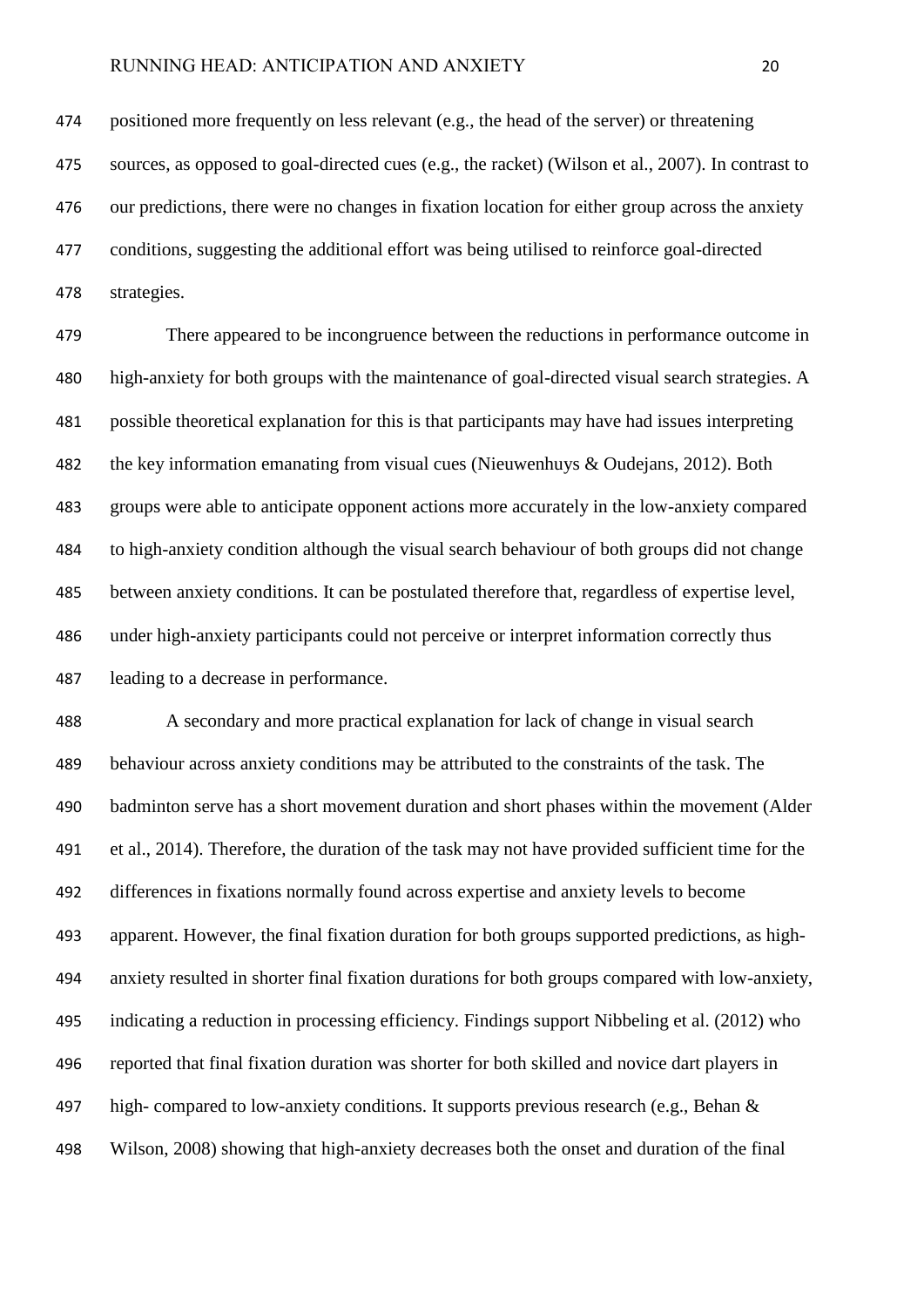positioned more frequently on less relevant (e.g., the head of the server) or threatening sources, as opposed to goal-directed cues (e.g., the racket) (Wilson et al., 2007). In contrast to our predictions, there were no changes in fixation location for either group across the anxiety conditions, suggesting the additional effort was being utilised to reinforce goal-directed strategies.

There appeared to be incongruence between the reductions in performance outcome in high-anxiety for both groups with the maintenance of goal-directed visual search strategies. A possible theoretical explanation for this is that participants may have had issues interpreting the key information emanating from visual cues (Nieuwenhuys & Oudejans, 2012). Both groups were able to anticipate opponent actions more accurately in the low-anxiety compared to high-anxiety condition although the visual search behaviour of both groups did not change between anxiety conditions. It can be postulated therefore that, regardless of expertise level, under high-anxiety participants could not perceive or interpret information correctly thus leading to a decrease in performance.

A secondary and more practical explanation for lack of change in visual search behaviour across anxiety conditions may be attributed to the constraints of the task. The badminton serve has a short movement duration and short phases within the movement (Alder et al., 2014). Therefore, the duration of the task may not have provided sufficient time for the differences in fixations normally found across expertise and anxiety levels to become apparent. However, the final fixation duration for both groups supported predictions, as high-anxiety resulted in shorter final fixation durations for both groups compared with low-anxiety, indicating a reduction in processing efficiency. Findings support Nibbeling et al. (2012) who reported that final fixation duration was shorter for both skilled and novice dart players in high- compared to low-anxiety conditions. It supports previous research (e.g., Behan & Wilson, 2008) showing that high-anxiety decreases both the onset and duration of the final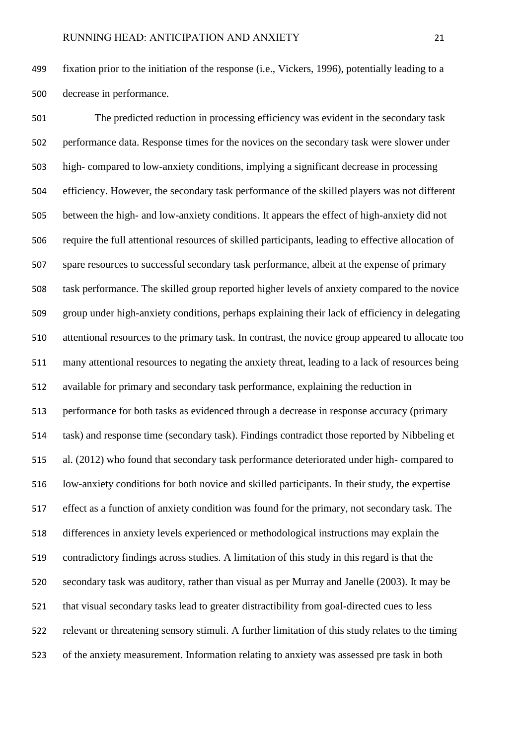fixation prior to the initiation of the response (i.e., Vickers, 1996), potentially leading to a decrease in performance.

The predicted reduction in processing efficiency was evident in the secondary task performance data. Response times for the novices on the secondary task were slower under high- compared to low-anxiety conditions, implying a significant decrease in processing efficiency. However, the secondary task performance of the skilled players was not different between the high- and low-anxiety conditions. It appears the effect of high-anxiety did not require the full attentional resources of skilled participants, leading to effective allocation of spare resources to successful secondary task performance, albeit at the expense of primary task performance. The skilled group reported higher levels of anxiety compared to the novice group under high-anxiety conditions, perhaps explaining their lack of efficiency in delegating attentional resources to the primary task. In contrast, the novice group appeared to allocate too many attentional resources to negating the anxiety threat, leading to a lack of resources being available for primary and secondary task performance, explaining the reduction in performance for both tasks as evidenced through a decrease in response accuracy (primary task) and response time (secondary task). Findings contradict those reported by Nibbeling et al. (2012) who found that secondary task performance deteriorated under high- compared to low-anxiety conditions for both novice and skilled participants. In their study, the expertise effect as a function of anxiety condition was found for the primary, not secondary task. The differences in anxiety levels experienced or methodological instructions may explain the contradictory findings across studies. A limitation of this study in this regard is that the secondary task was auditory, rather than visual as per Murray and Janelle (2003). It may be that visual secondary tasks lead to greater distractibility from goal-directed cues to less relevant or threatening sensory stimuli. A further limitation of this study relates to the timing of the anxiety measurement. Information relating to anxiety was assessed pre task in both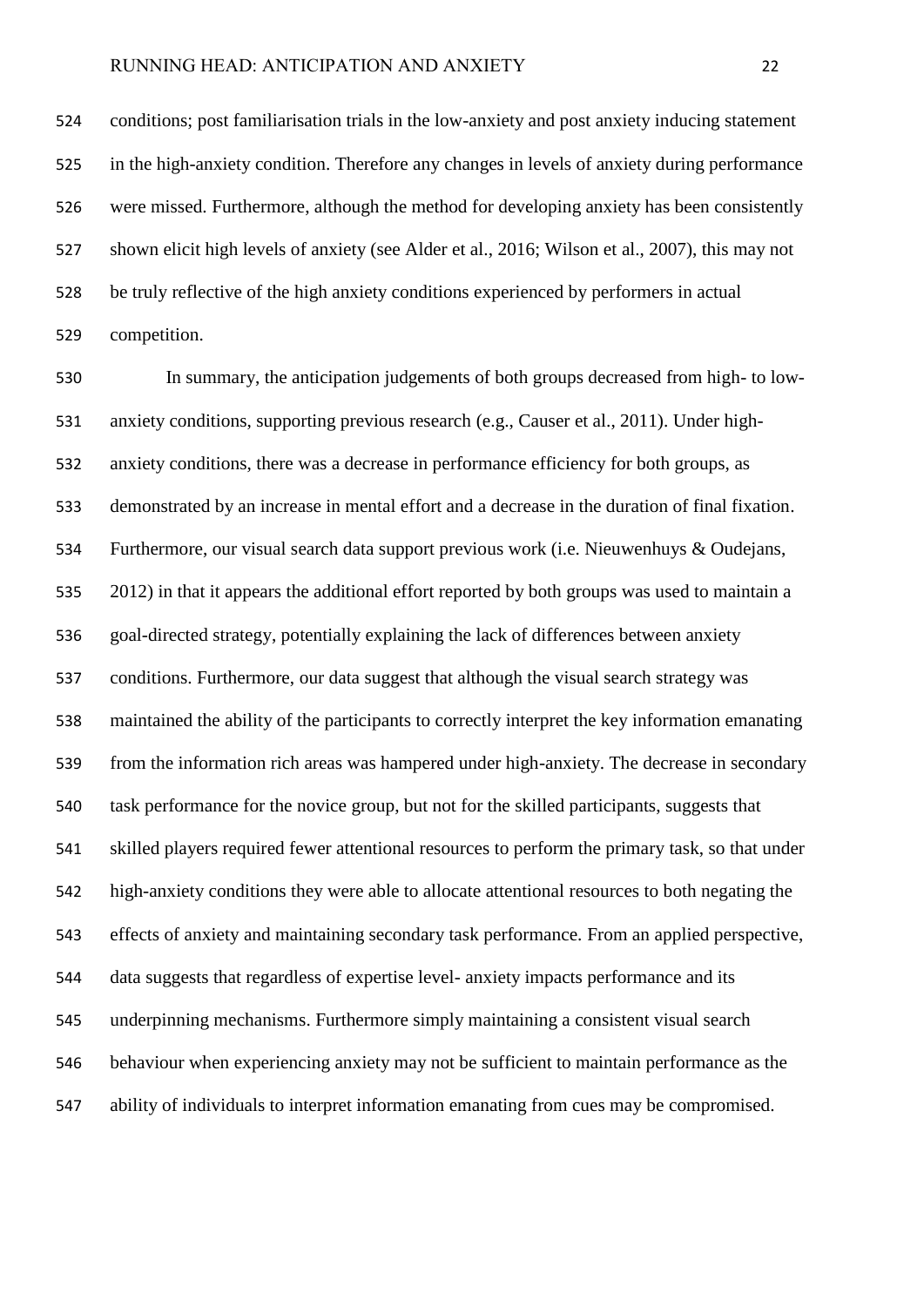conditions; post familiarisation trials in the low-anxiety and post anxiety inducing statement in the high-anxiety condition. Therefore any changes in levels of anxiety during performance were missed. Furthermore, although the method for developing anxiety has been consistently shown elicit high levels of anxiety (see Alder et al., 2016; Wilson et al., 2007), this may not be truly reflective of the high anxiety conditions experienced by performers in actual competition.

In summary, the anticipation judgements of both groups decreased from high- to low-anxiety conditions, supporting previous research (e.g., Causer et al., 2011). Under high-anxiety conditions, there was a decrease in performance efficiency for both groups, as demonstrated by an increase in mental effort and a decrease in the duration of final fixation. Furthermore, our visual search data support previous work (i.e. Nieuwenhuys & Oudejans, 2012) in that it appears the additional effort reported by both groups was used to maintain a goal-directed strategy, potentially explaining the lack of differences between anxiety conditions. Furthermore, our data suggest that although the visual search strategy was maintained the ability of the participants to correctly interpret the key information emanating from the information rich areas was hampered under high-anxiety. The decrease in secondary task performance for the novice group, but not for the skilled participants, suggests that skilled players required fewer attentional resources to perform the primary task, so that under high-anxiety conditions they were able to allocate attentional resources to both negating the effects of anxiety and maintaining secondary task performance. From an applied perspective, data suggests that regardless of expertise level- anxiety impacts performance and its underpinning mechanisms. Furthermore simply maintaining a consistent visual search behaviour when experiencing anxiety may not be sufficient to maintain performance as the ability of individuals to interpret information emanating from cues may be compromised.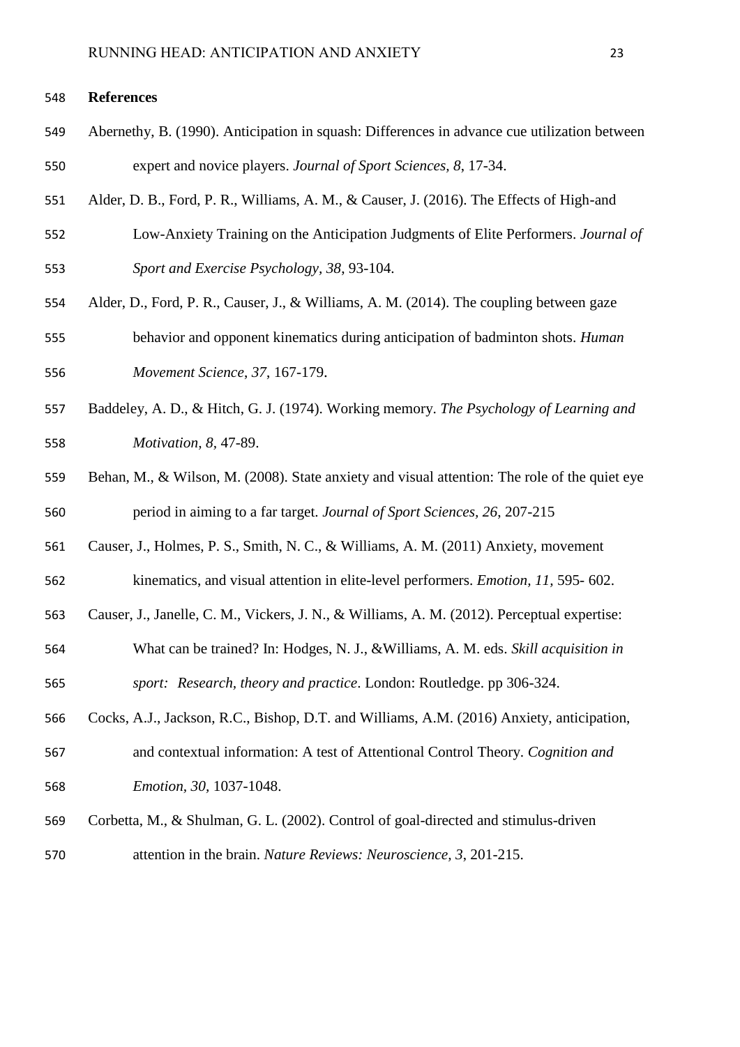**References**

Abernethy, B. (1990). Anticipation in squash: Differences in advance cue utilization between expert and novice players. *Journal of Sport Sciences, 8*, 17-34.

Alder, D. B., Ford, P. R., Williams, A. M., & Causer, J. (2016). The Effects of High-and Low-Anxiety Training on the Anticipation Judgments of Elite Performers. *Journal of Sport and Exercise Psychology*, *38*, 93-104.

Alder, D., Ford, P. R., Causer, J., & Williams, A. M. (2014). The coupling between gaze behavior and opponent kinematics during anticipation of badminton shots. *Human Movement Science*, *37*, 167-179.

Baddeley, A. D., & Hitch, G. J. (1974). Working memory. *The Psychology of Learning and Motivation, 8,* 47-89.

Behan, M., & Wilson, M. (2008). State anxiety and visual attention: The role of the quiet eye period in aiming to a far target. *Journal of Sport Sciences, 26,* 207-215

Causer, J., Holmes, P. S., Smith, N. C., & Williams, A. M. (2011) Anxiety, movement kinematics, and visual attention in elite-level performers. *Emotion, 11,* 595- 602.

Causer, J., Janelle, C. M., Vickers, J. N., & Williams, A. M. (2012). Perceptual expertise: What can be trained? In: Hodges, N. J., &Williams, A. M. eds. *Skill acquisition in sport: Research, theory and practice*. London: Routledge. pp 306-324.

Cocks, A.J., Jackson, R.C., Bishop, D.T. and Williams, A.M. (2016) Anxiety, anticipation, and contextual information: A test of Attentional Control Theory. *Cognition and Emotion, 30,* 1037-1048.

Corbetta, M., & Shulman, G. L. (2002). Control of goal-directed and stimulus-driven attention in the brain. *Nature Reviews: Neuroscience, 3*, 201-215.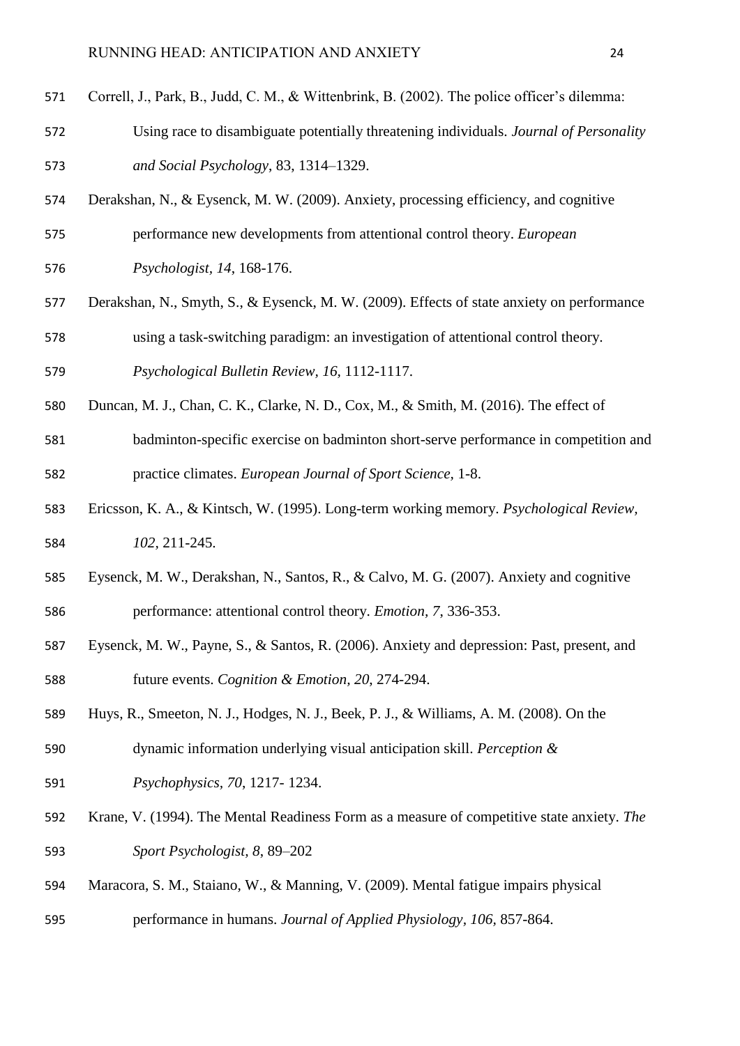Correll, J., Park, B., Judd, C. M., & Wittenbrink, B. (2002). The police officer's dilemma: Using race to disambiguate potentially threatening individuals. *Journal of Personality and Social Psychology*, 83, 1314–1329.

Derakshan, N., & Eysenck, M. W. (2009). Anxiety, processing efficiency, and cognitive performance new developments from attentional control theory. *European Psychologist, 14*, 168-176.

Derakshan, N., Smyth, S., & Eysenck, M. W. (2009). Effects of state anxiety on performance using a task-switching paradigm: an investigation of attentional control theory. *Psychological Bulletin Review, 16*, 1112-1117.

Duncan, M. J., Chan, C. K., Clarke, N. D., Cox, M., & Smith, M. (2016). The effect of badminton-specific exercise on badminton short-serve performance in competition and practice climates. *European Journal of Sport Science*, 1-8.

Ericsson, K. A., & Kintsch, W. (1995). Long-term working memory. *Psychological Review, 102*, 211-245.

Eysenck, M. W., Derakshan, N., Santos, R., & Calvo, M. G. (2007). Anxiety and cognitive performance: attentional control theory. *Emotion, 7*, 336-353.

Eysenck, M. W., Payne, S., & Santos, R. (2006). Anxiety and depression: Past, present, and future events. *Cognition & Emotion, 20*, 274-294.

Huys, R., Smeeton, N. J., Hodges, N. J., Beek, P. J., & Williams, A. M. (2008). On the dynamic information underlying visual anticipation skill. *Perception & Psychophysics, 70*, 1217- 1234.

Krane, V. (1994). The Mental Readiness Form as a measure of competitive state anxiety. *The Sport Psychologist, 8*, 89–202

Maracora, S. M., Staiano, W., & Manning, V. (2009). Mental fatigue impairs physical performance in humans. *Journal of Applied Physiology, 106*, 857-864.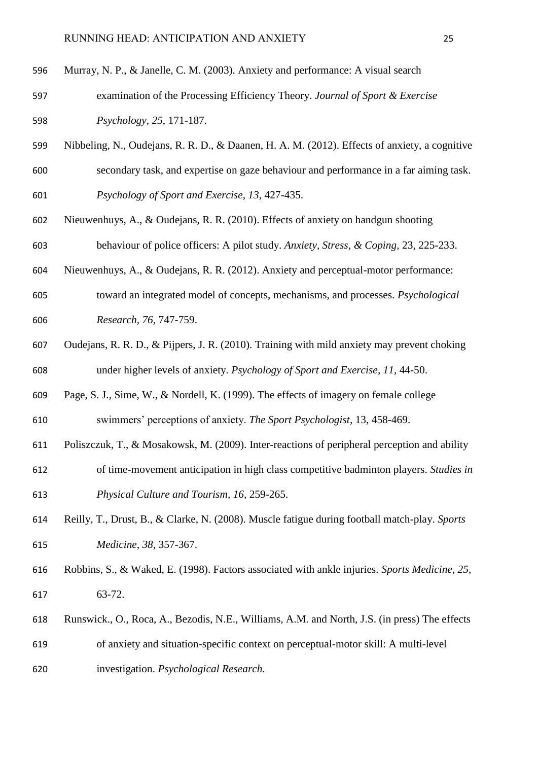Murray, N. P., & Janelle, C. M. (2003). Anxiety and performance: A visual search examination of the Processing Efficiency Theory. *Journal of Sport & Exercise Psychology*, *25*, 171-187.

Nibbeling, N., Oudejans, R. R. D., & Daanen, H. A. M. (2012). Effects of anxiety, a cognitive secondary task, and expertise on gaze behaviour and performance in a far aiming task. *Psychology of Sport and Exercise*, *13*, 427-435.

Nieuwenhuys, A., & Oudejans, R. R. (2010). Effects of anxiety on handgun shooting behaviour of police officers: A pilot study. *Anxiety, Stress, & Coping*, 23, 225-233.

Nieuwenhuys, A., & Oudejans, R. R. (2012). Anxiety and perceptual-motor performance: toward an integrated model of concepts, mechanisms, and processes. *Psychological Research*, *76*, 747-759.

Oudejans, R. R. D., & Pijpers, J. R. (2010). Training with mild anxiety may prevent choking under higher levels of anxiety. *Psychology of Sport and Exercise*, *11*, 44-50.

Page, S. J., Sime, W., & Nordell, K. (1999). The effects of imagery on female college swimmers' perceptions of anxiety. *The Sport Psychologist*, 13, 458-469.

Poliszczuk, T., & Mosakowsk, M. (2009). Inter-reactions of peripheral perception and ability of time-movement anticipation in high class competitive badminton players. *Studies in Physical Culture and Tourism*, *16*, 259-265.

Reilly, T., Drust, B., & Clarke, N. (2008). Muscle fatigue during football match-play. *Sports Medicine*, *38*, 357-367.

Robbins, S., & Waked, E. (1998). Factors associated with ankle injuries. *Sports Medicine*, *25*, 63-72.

Runswick., O., Roca, A., Bezodis, N.E., Williams, A.M. and North, J.S. (in press) The effects of anxiety and situation-specific context on perceptual-motor skill: A multi-level investigation. *Psychological Research.*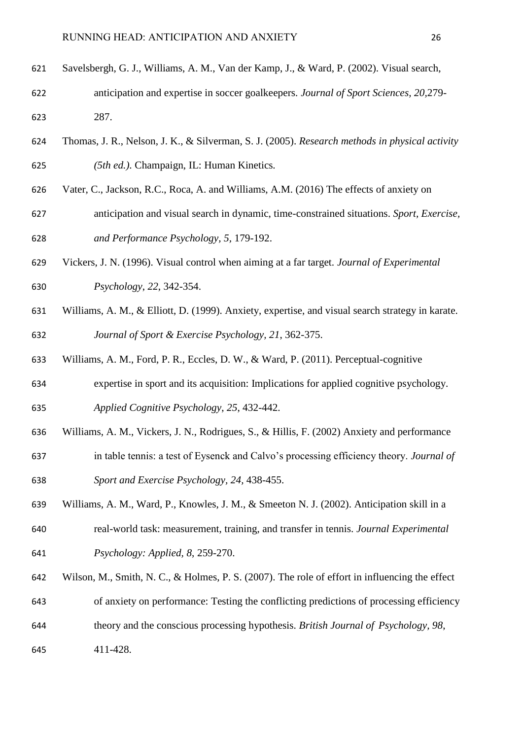Savelsbergh, G. J., Williams, A. M., Van der Kamp, J., & Ward, P. (2002). Visual search, anticipation and expertise in soccer goalkeepers. *Journal of Sport Sciences, 20,*279-287.

Thomas, J. R., Nelson, J. K., & Silverman, S. J. (2005). *Research methods in physical activity (5th ed.)*. Champaign, IL: Human Kinetics.

Vater, C., Jackson, R.C., Roca, A. and Williams, A.M. (2016) The effects of anxiety on anticipation and visual search in dynamic, time-constrained situations. *Sport, Exercise, and Performance Psychology, 5,* 179-192.

Vickers, J. N. (1996). Visual control when aiming at a far target. *Journal of Experimental Psychology*, *22*, 342-354.

Williams, A. M., & Elliott, D. (1999). Anxiety, expertise, and visual search strategy in karate. *Journal of Sport & Exercise Psychology, 21*, 362-375.

Williams, A. M., Ford, P. R., Eccles, D. W., & Ward, P. (2011). Perceptual-cognitive expertise in sport and its acquisition: Implications for applied cognitive psychology. *Applied Cognitive Psychology*, *25*, 432-442.

Williams, A. M., Vickers, J. N., Rodrigues, S., & Hillis, F. (2002) Anxiety and performance in table tennis: a test of Eysenck and Calvo's processing efficiency theory. *Journal of Sport and Exercise Psychology*, *24*, 438-455.

Williams, A. M., Ward, P., Knowles, J. M., & Smeeton N. J. (2002). Anticipation skill in a real-world task: measurement, training, and transfer in tennis. *Journal Experimental Psychology: Applied, 8*, 259-270.

Wilson, M., Smith, N. C., & Holmes, P. S. (2007). The role of effort in influencing the effect of anxiety on performance: Testing the conflicting predictions of processing efficiency theory and the conscious processing hypothesis. *British Journal of Psychology*, *98*, 411-428.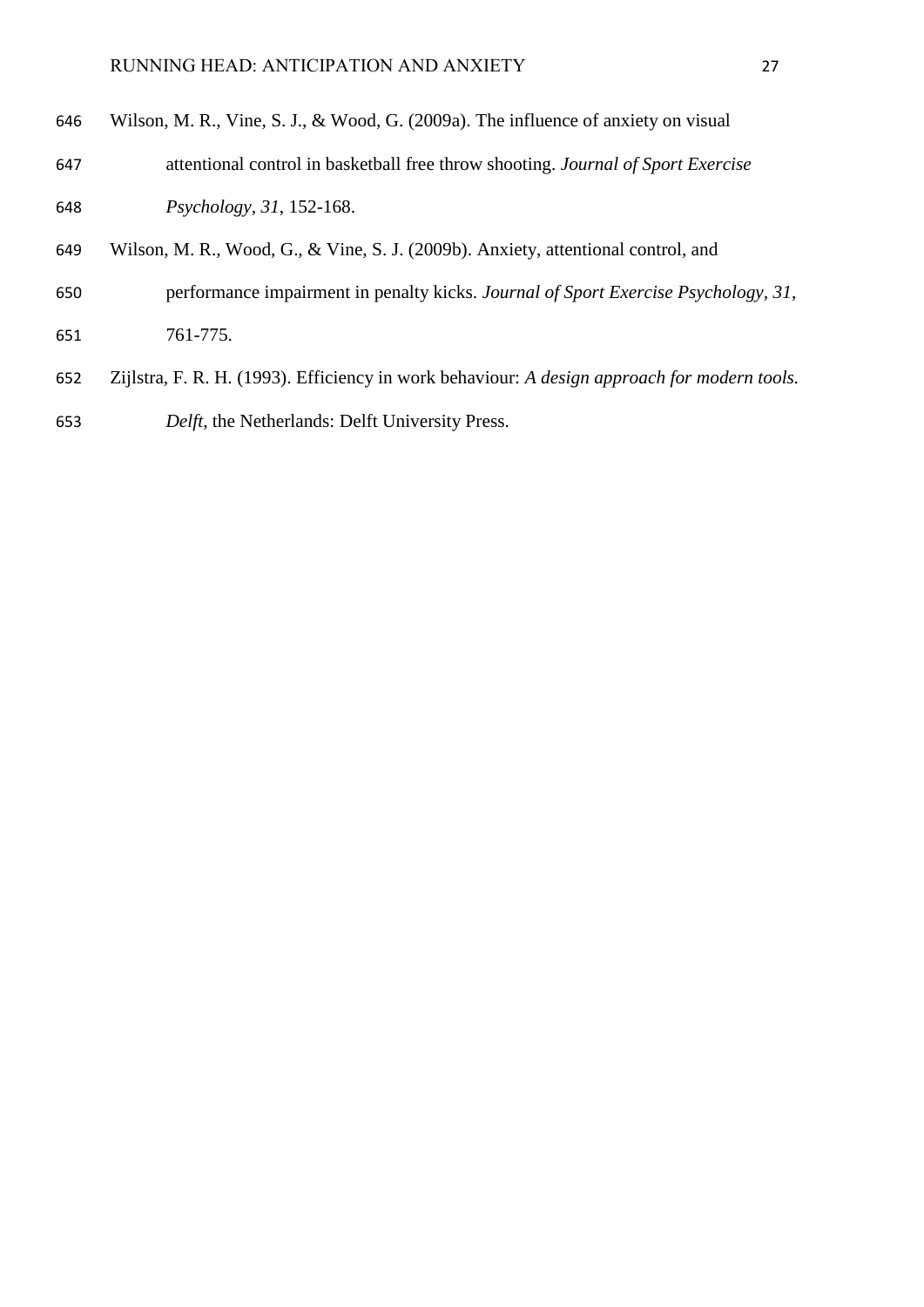Wilson, M. R., Vine, S. J., & Wood, G. (2009a). The influence of anxiety on visual attentional control in basketball free throw shooting. *Journal of Sport Exercise Psychology, 31*, 152-168.

Wilson, M. R., Wood, G., & Vine, S. J. (2009b). Anxiety, attentional control, and performance impairment in penalty kicks. *Journal of Sport Exercise Psychology, 31*, 761-775.

Zijlstra, F. R. H. (1993). Efficiency in work behaviour: *A design approach for modern tools. Delft*, the Netherlands: Delft University Press.